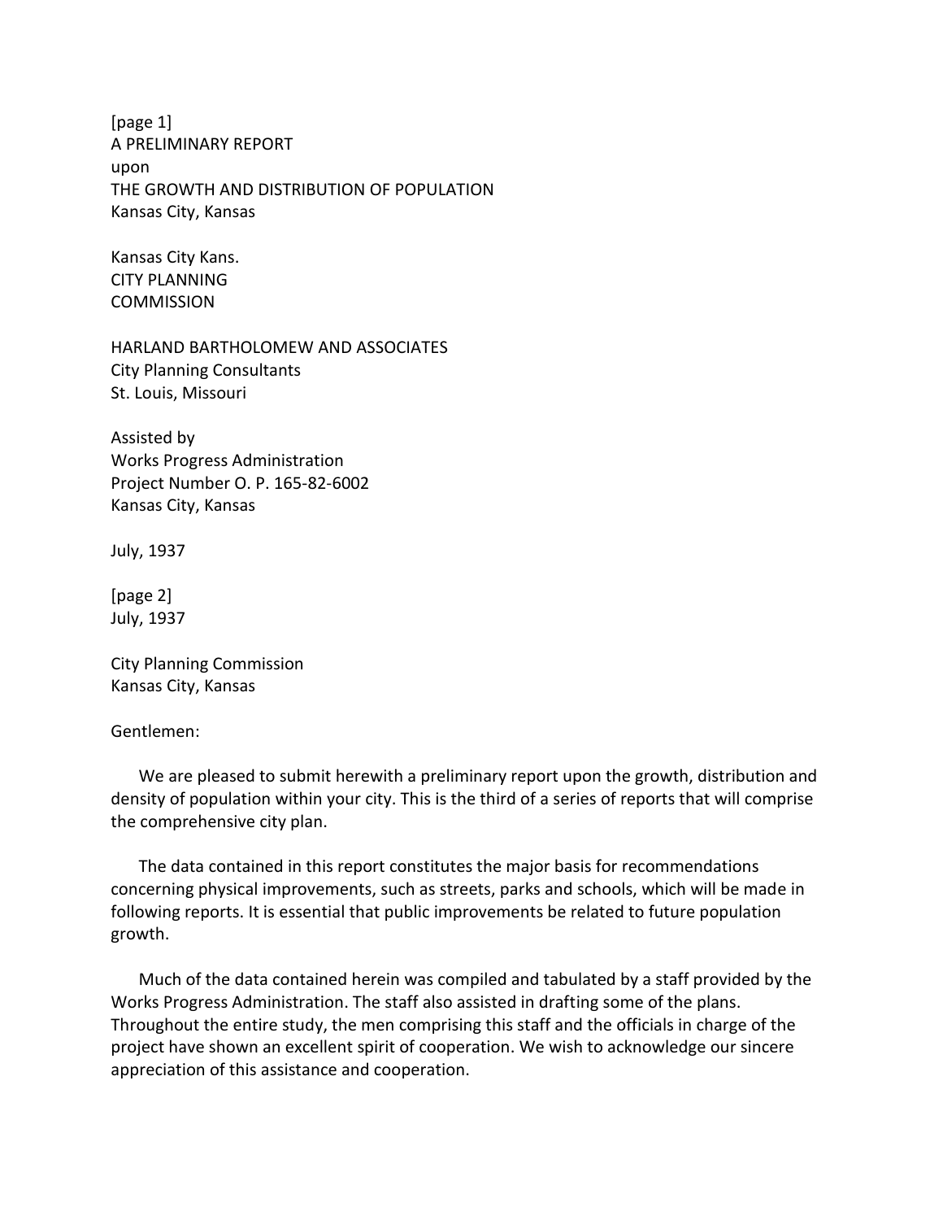[page 1]

# A PRELIMINARY REPORT
upon
# THE GROWTH AND DISTRIBUTION OF POPULATION
Kansas City, Kansas

Kansas City Kans.
CITY PLANNING
COMMISSION

HARLAND BARTHOLOMEW AND ASSOCIATES
City Planning Consultants
St. Louis, Missouri

Assisted by
Works Progress Administration
Project Number O. P. 165-82-6002
Kansas City, Kansas

July, 1937

[page 2]
July, 1937

City Planning Commission
Kansas City, Kansas

Gentlemen:

We are pleased to submit herewith a preliminary report upon the growth, distribution and density of population within your city. This is the third of a series of reports that will comprise the comprehensive city plan.

The data contained in this report constitutes the major basis for recommendations concerning physical improvements, such as streets, parks and schools, which will be made in following reports. It is essential that public improvements be related to future population growth.

Much of the data contained herein was compiled and tabulated by a staff provided by the Works Progress Administration. The staff also assisted in drafting some of the plans. Throughout the entire study, the men comprising this staff and the officials in charge of the project have shown an excellent spirit of cooperation. We wish to acknowledge our sincere appreciation of this assistance and cooperation.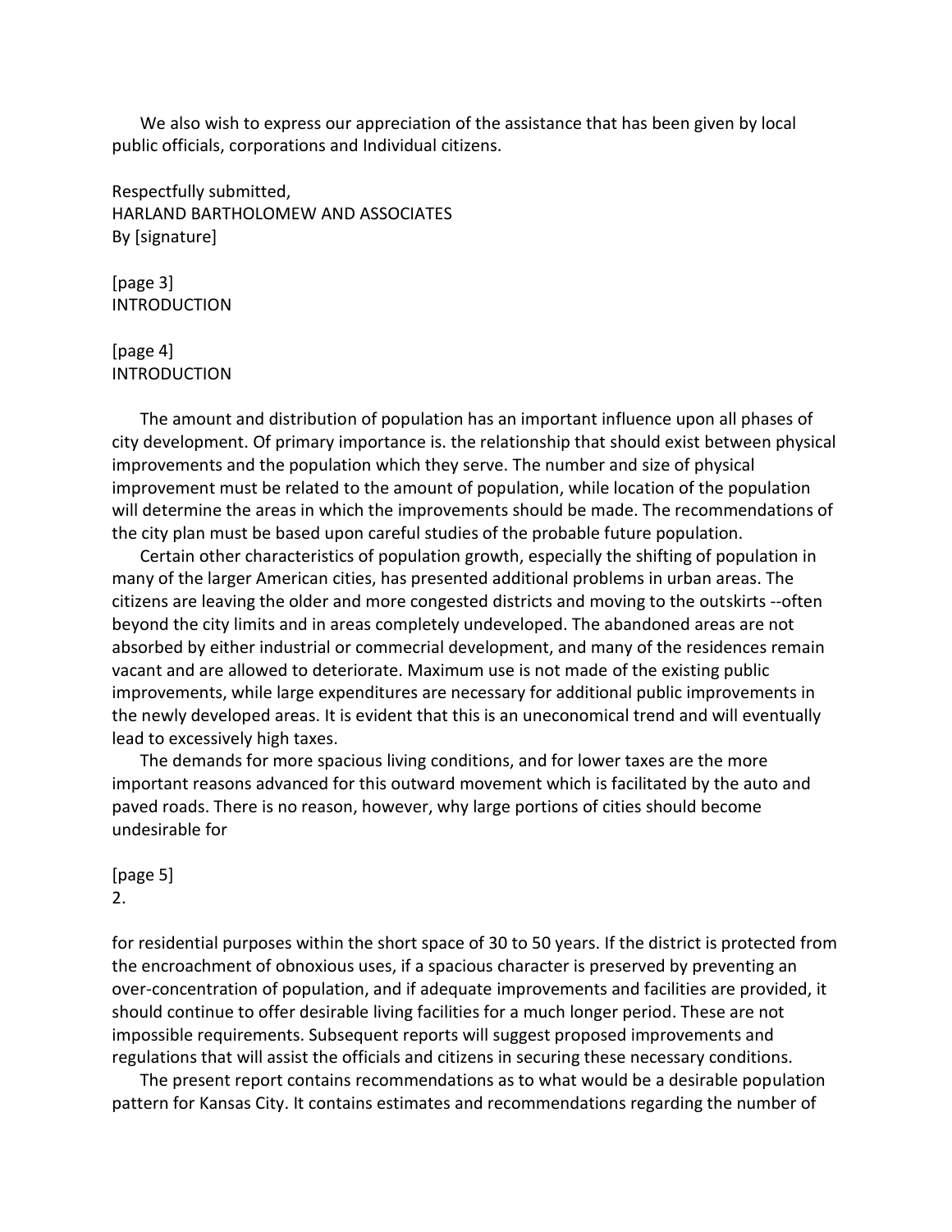We also wish to express our appreciation of the assistance that has been given by local public officials, corporations and Individual citizens.

Respectfully submitted,
HARLAND BARTHOLOMEW AND ASSOCIATES
By [signature]

[page 3]
INTRODUCTION

[page 4]
INTRODUCTION

The amount and distribution of population has an important influence upon all phases of city development. Of primary importance is. the relationship that should exist between physical improvements and the population which they serve. The number and size of physical improvement must be related to the amount of population, while location of the population will determine the areas in which the improvements should be made. The recommendations of the city plan must be based upon careful studies of the probable future population.

Certain other characteristics of population growth, especially the shifting of population in many of the larger American cities, has presented additional problems in urban areas. The citizens are leaving the older and more congested districts and moving to the outskirts --often beyond the city limits and in areas completely undeveloped. The abandoned areas are not absorbed by either industrial or commercial development, and many of the residences remain vacant and are allowed to deteriorate. Maximum use is not made of the existing public improvements, while large expenditures are necessary for additional public improvements in the newly developed areas. It is evident that this is an uneconomical trend and will eventually lead to excessively high taxes.

The demands for more spacious living conditions, and for lower taxes are the more important reasons advanced for this outward movement which is facilitated by the auto and paved roads. There is no reason, however, why large portions of cities should become undesirable for

[page 5]
2.

for residential purposes within the short space of 30 to 50 years. If the district is protected from the encroachment of obnoxious uses, if a spacious character is preserved by preventing an over-concentration of population, and if adequate improvements and facilities are provided, it should continue to offer desirable living facilities for a much longer period. These are not impossible requirements. Subsequent reports will suggest proposed improvements and regulations that will assist the officials and citizens in securing these necessary conditions.

The present report contains recommendations as to what would be a desirable population pattern for Kansas City. It contains estimates and recommendations regarding the number of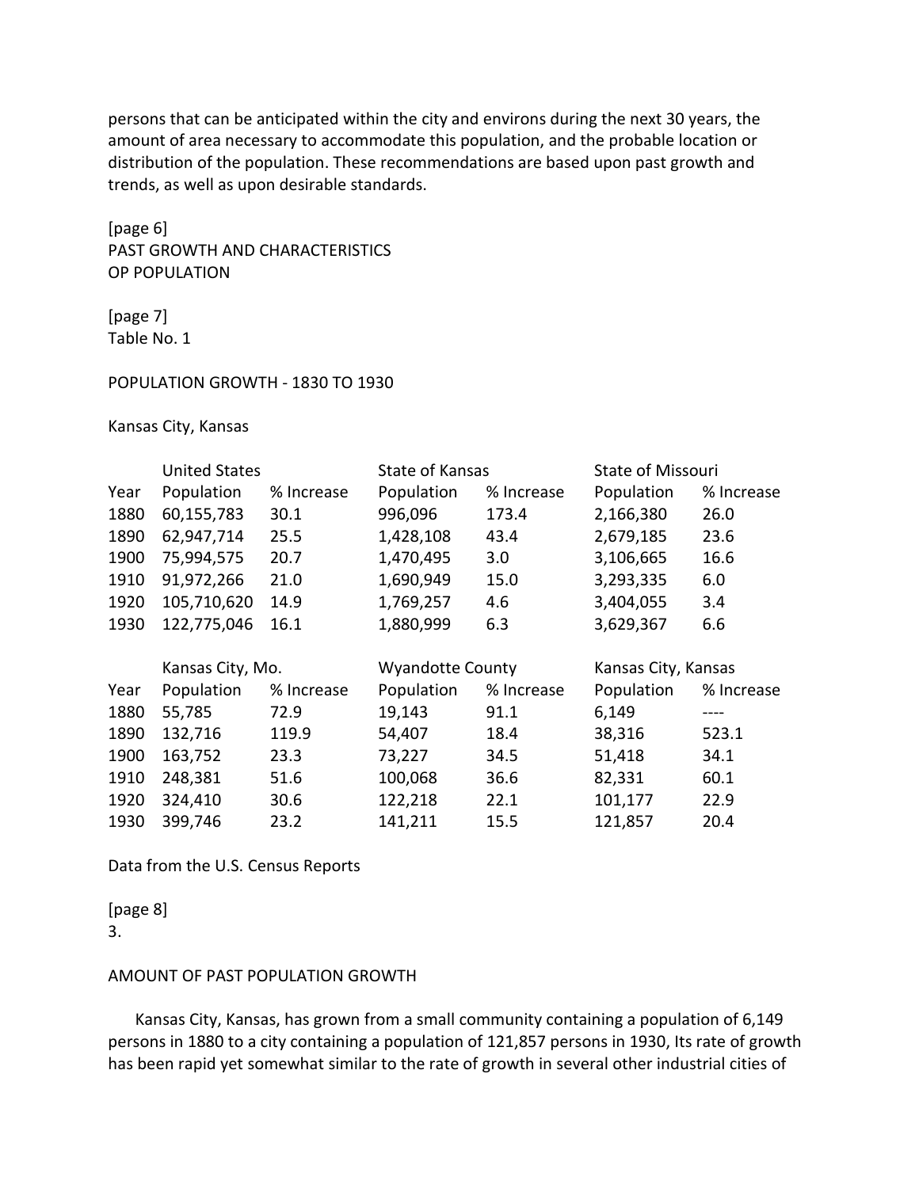persons that can be anticipated within the city and environs during the next 30 years, the amount of area necessary to accommodate this population, and the probable location or distribution of the population. These recommendations are based upon past growth and trends, as well as upon desirable standards.

[page 6]

## PAST GROWTH AND CHARACTERISTICS OP POPULATION

[page 7]

Table No. 1

POPULATION GROWTH - 1830 TO 1930

Kansas City, Kansas

| | United States | | State of Kansas | | State of Missouri | |
|---|---|---|---|---|---|---|
| Year | Population | % Increase | Population | % Increase | Population | % Increase |
| 1880 | 60,155,783 | 30.1 | 996,096 | 173.4 | 2,166,380 | 26.0 |
| 1890 | 62,947,714 | 25.5 | 1,428,108 | 43.4 | 2,679,185 | 23.6 |
| 1900 | 75,994,575 | 20.7 | 1,470,495 | 3.0 | 3,106,665 | 16.6 |
| 1910 | 91,972,266 | 21.0 | 1,690,949 | 15.0 | 3,293,335 | 6.0 |
| 1920 | 105,710,620 | 14.9 | 1,769,257 | 4.6 | 3,404,055 | 3.4 |
| 1930 | 122,775,046 | 16.1 | 1,880,999 | 6.3 | 3,629,367 | 6.6 |

| | Kansas City, Mo. | | Wyandotte County | | Kansas City, Kansas | |
|---|---|---|---|---|---|---|
| Year | Population | % Increase | Population | % Increase | Population | % Increase |
| 1880 | 55,785 | 72.9 | 19,143 | 91.1 | 6,149 | ---- |
| 1890 | 132,716 | 119.9 | 54,407 | 18.4 | 38,316 | 523.1 |
| 1900 | 163,752 | 23.3 | 73,227 | 34.5 | 51,418 | 34.1 |
| 1910 | 248,381 | 51.6 | 100,068 | 36.6 | 82,331 | 60.1 |
| 1920 | 324,410 | 30.6 | 122,218 | 22.1 | 101,177 | 22.9 |
| 1930 | 399,746 | 23.2 | 141,211 | 15.5 | 121,857 | 20.4 |

Data from the U.S. Census Reports

[page 8]

3.

### AMOUNT OF PAST POPULATION GROWTH

Kansas City, Kansas, has grown from a small community containing a population of 6,149 persons in 1880 to a city containing a population of 121,857 persons in 1930, Its rate of growth has been rapid yet somewhat similar to the rate of growth in several other industrial cities of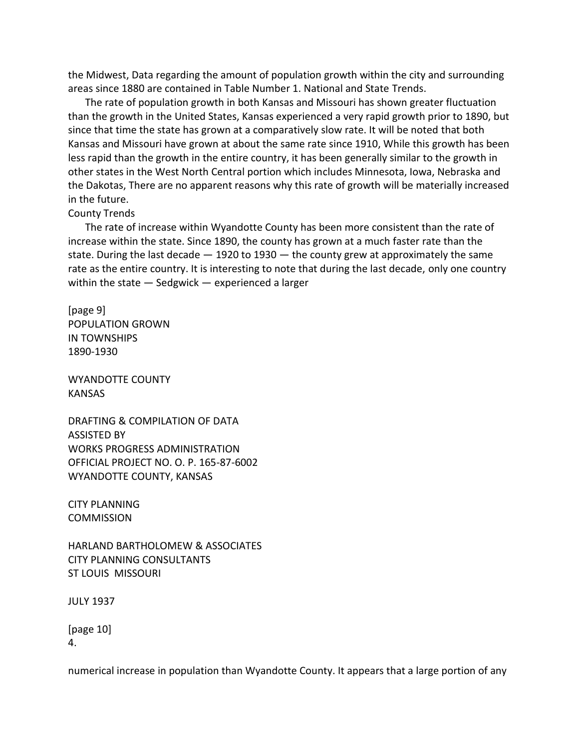the Midwest, Data regarding the amount of population growth within the city and surrounding areas since 1880 are contained in Table Number 1. National and State Trends.

The rate of population growth in both Kansas and Missouri has shown greater fluctuation than the growth in the United States, Kansas experienced a very rapid growth prior to 1890, but since that time the state has grown at a comparatively slow rate. It will be noted that both Kansas and Missouri have grown at about the same rate since 1910, While this growth has been less rapid than the growth in the entire country, it has been generally similar to the growth in other states in the West North Central portion which includes Minnesota, Iowa, Nebraska and the Dakotas, There are no apparent reasons why this rate of growth will be materially increased in the future.

County Trends

The rate of increase within Wyandotte County has been more consistent than the rate of increase within the state. Since 1890, the county has grown at a much faster rate than the state. During the last decade — 1920 to 1930 — the county grew at approximately the same rate as the entire country. It is interesting to note that during the last decade, only one country within the state — Sedgwick — experienced a larger

[page 9]
POPULATION GROWN
IN TOWNSHIPS
1890-1930

WYANDOTTE COUNTY
KANSAS

DRAFTING & COMPILATION OF DATA
ASSISTED BY
WORKS PROGRESS ADMINISTRATION
OFFICIAL PROJECT NO. O. P. 165-87-6002
WYANDOTTE COUNTY, KANSAS

CITY PLANNING
COMMISSION

HARLAND BARTHOLOMEW & ASSOCIATES
CITY PLANNING CONSULTANTS
ST LOUIS MISSOURI

JULY 1937

[page 10]
4.

numerical increase in population than Wyandotte County. It appears that a large portion of any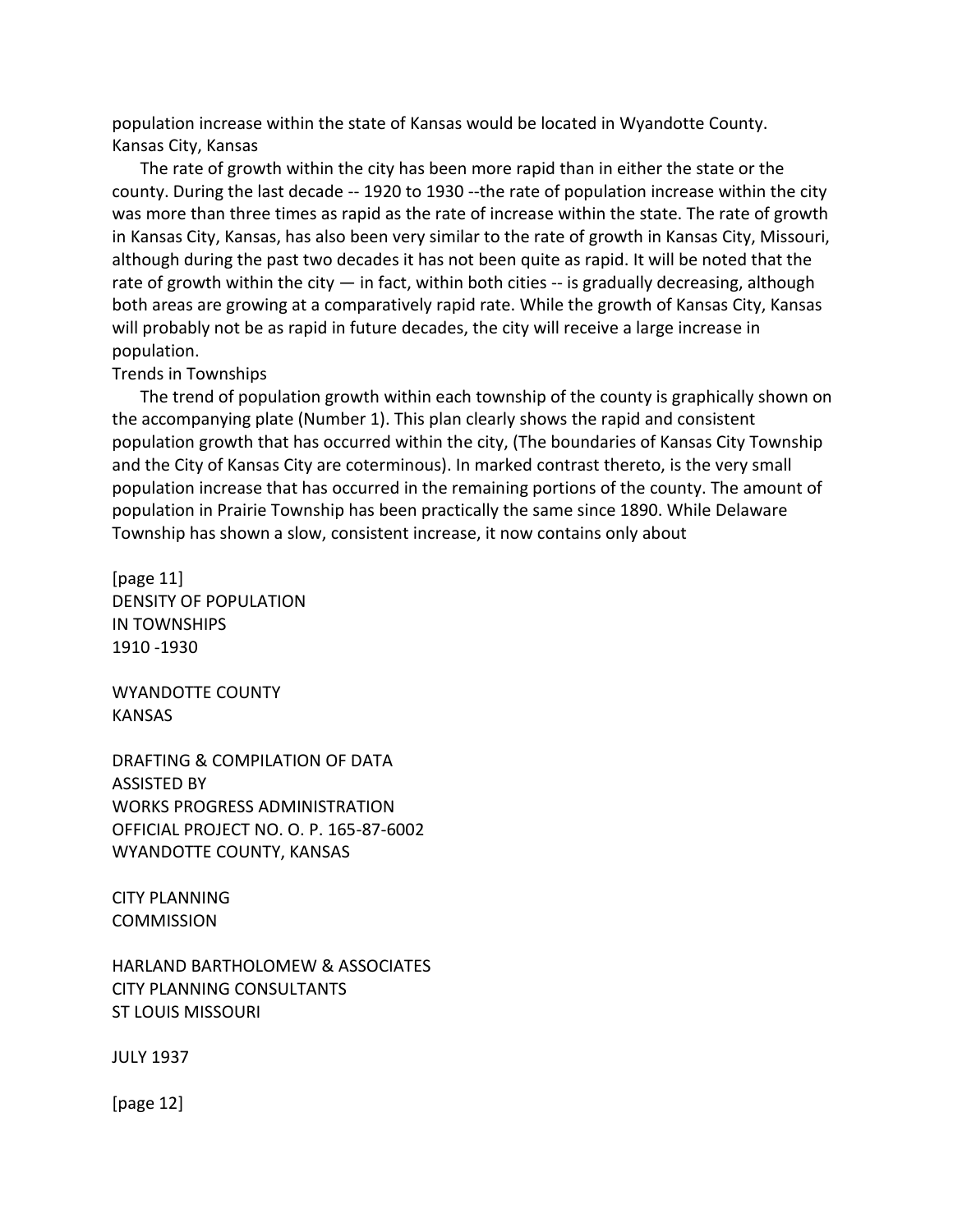population increase within the state of Kansas would be located in Wyandotte County.

## Kansas City, Kansas

The rate of growth within the city has been more rapid than in either the state or the county. During the last decade -- 1920 to 1930 --the rate of population increase within the city was more than three times as rapid as the rate of increase within the state. The rate of growth in Kansas City, Kansas, has also been very similar to the rate of growth in Kansas City, Missouri, although during the past two decades it has not been quite as rapid. It will be noted that the rate of growth within the city — in fact, within both cities -- is gradually decreasing, although both areas are growing at a comparatively rapid rate. While the growth of Kansas City, Kansas will probably not be as rapid in future decades, the city will receive a large increase in population.

## Trends in Townships

The trend of population growth within each township of the county is graphically shown on the accompanying plate (Number 1). This plan clearly shows the rapid and consistent population growth that has occurred within the city, (The boundaries of Kansas City Township and the City of Kansas City are coterminous). In marked contrast thereto, is the very small population increase that has occurred in the remaining portions of the county. The amount of population in Prairie Township has been practically the same since 1890. While Delaware Township has shown a slow, consistent increase, it now contains only about

[page 11]

DENSITY OF POPULATION
IN TOWNSHIPS
1910 -1930

WYANDOTTE COUNTY
KANSAS

DRAFTING & COMPILATION OF DATA
ASSISTED BY
WORKS PROGRESS ADMINISTRATION
OFFICIAL PROJECT NO. O. P. 165-87-6002
WYANDOTTE COUNTY, KANSAS

CITY PLANNING
COMMISSION

HARLAND BARTHOLOMEW & ASSOCIATES
CITY PLANNING CONSULTANTS
ST LOUIS MISSOURI

JULY 1937

[page 12]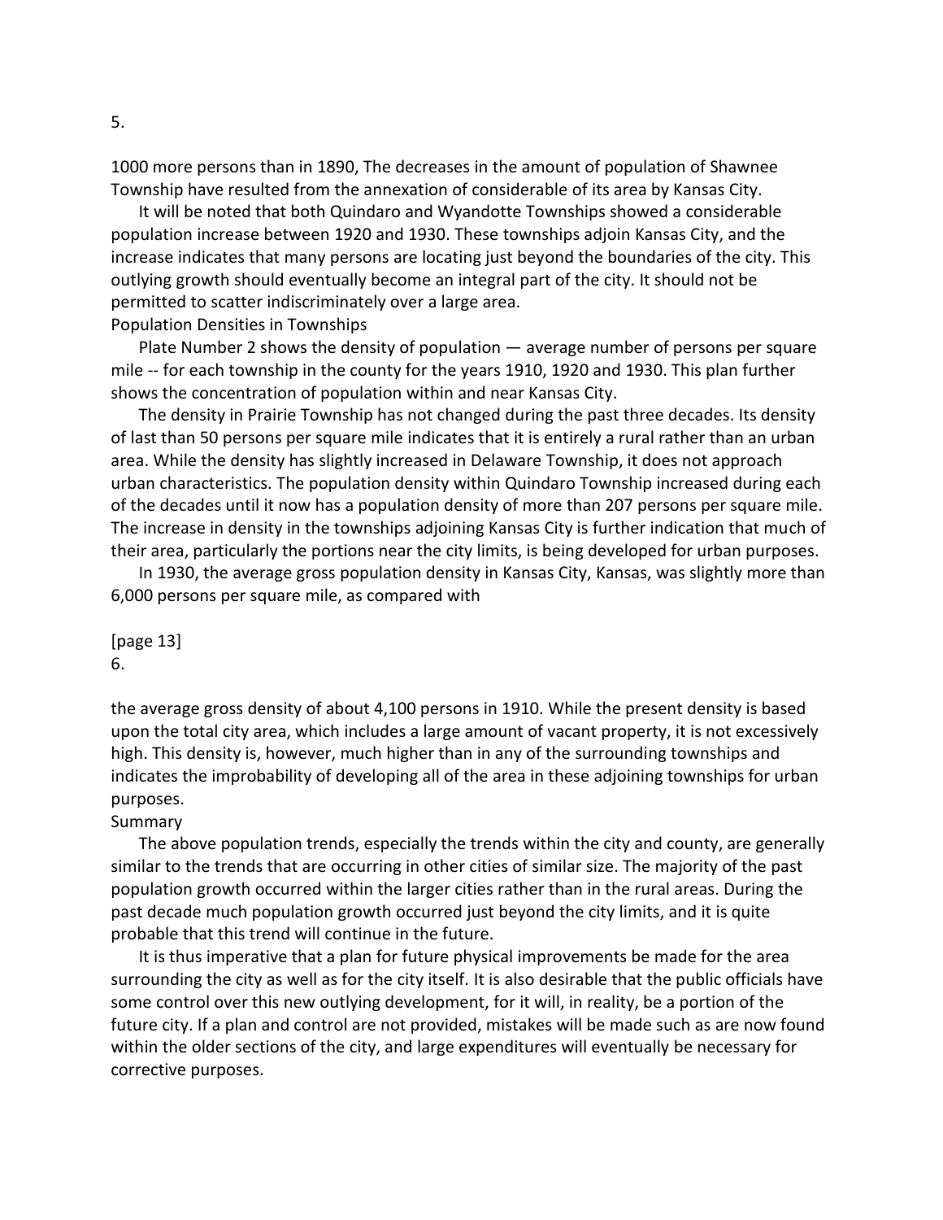1000 more persons than in 1890, The decreases in the amount of population of Shawnee Township have resulted from the annexation of considerable of its area by Kansas City.

It will be noted that both Quindaro and Wyandotte Townships showed a considerable population increase between 1920 and 1930. These townships adjoin Kansas City, and the increase indicates that many persons are locating just beyond the boundaries of the city. This outlying growth should eventually become an integral part of the city. It should not be permitted to scatter indiscriminately over a large area.

## Population Densities in Townships

Plate Number 2 shows the density of population — average number of persons per square mile -- for each township in the county for the years 1910, 1920 and 1930. This plan further shows the concentration of population within and near Kansas City.

The density in Prairie Township has not changed during the past three decades. Its density of last than 50 persons per square mile indicates that it is entirely a rural rather than an urban area. While the density has slightly increased in Delaware Township, it does not approach urban characteristics. The population density within Quindaro Township increased during each of the decades until it now has a population density of more than 207 persons per square mile. The increase in density in the townships adjoining Kansas City is further indication that much of their area, particularly the portions near the city limits, is being developed for urban purposes.

In 1930, the average gross population density in Kansas City, Kansas, was slightly more than 6,000 persons per square mile, as compared with

[page 13]

the average gross density of about 4,100 persons in 1910. While the present density is based upon the total city area, which includes a large amount of vacant property, it is not excessively high. This density is, however, much higher than in any of the surrounding townships and indicates the improbability of developing all of the area in these adjoining townships for urban purposes.

## Summary

The above population trends, especially the trends within the city and county, are generally similar to the trends that are occurring in other cities of similar size. The majority of the past population growth occurred within the larger cities rather than in the rural areas. During the past decade much population growth occurred just beyond the city limits, and it is quite probable that this trend will continue in the future.

It is thus imperative that a plan for future physical improvements be made for the area surrounding the city as well as for the city itself. It is also desirable that the public officials have some control over this new outlying development, for it will, in reality, be a portion of the future city. If a plan and control are not provided, mistakes will be made such as are now found within the older sections of the city, and large expenditures will eventually be necessary for corrective purposes.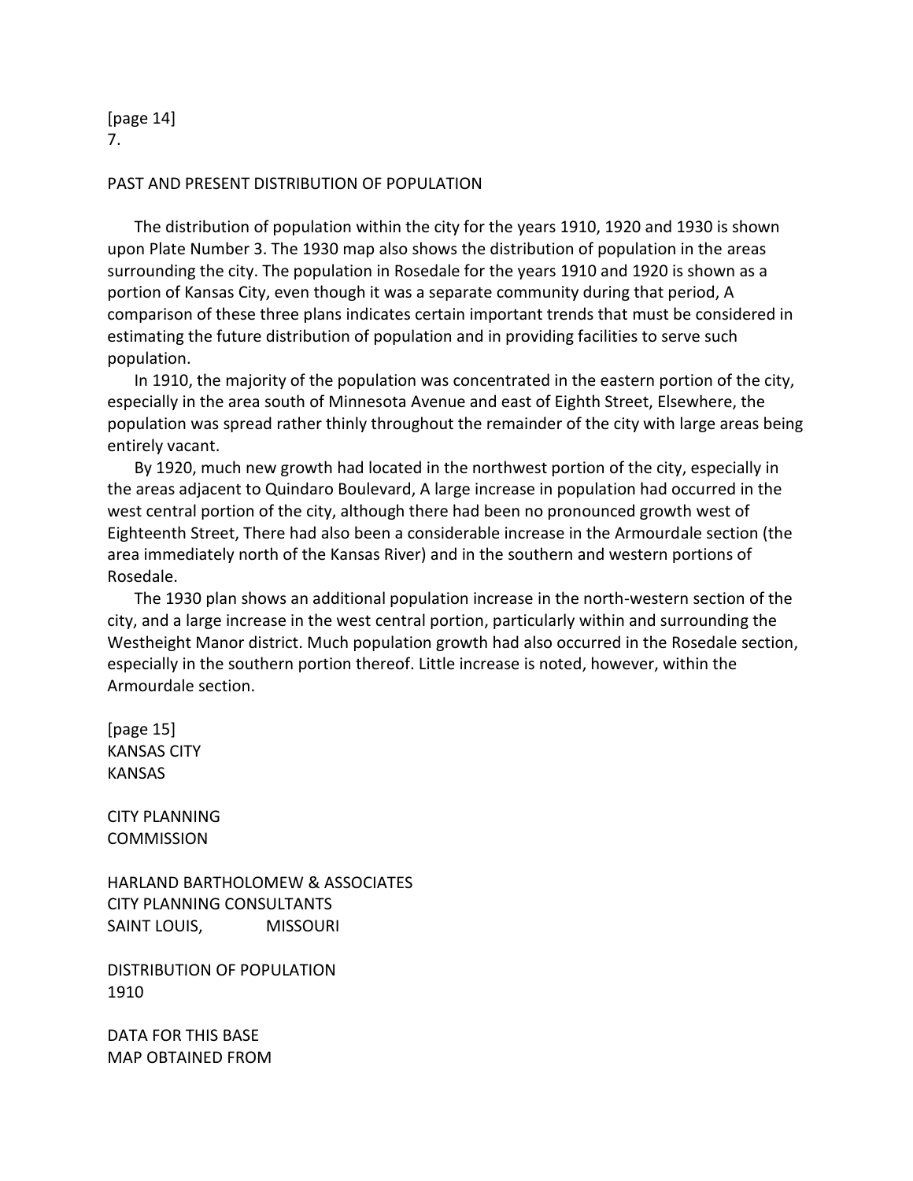[page 14]
7.

## PAST AND PRESENT DISTRIBUTION OF POPULATION

The distribution of population within the city for the years 1910, 1920 and 1930 is shown upon Plate Number 3. The 1930 map also shows the distribution of population in the areas surrounding the city. The population in Rosedale for the years 1910 and 1920 is shown as a portion of Kansas City, even though it was a separate community during that period, A comparison of these three plans indicates certain important trends that must be considered in estimating the future distribution of population and in providing facilities to serve such population.

In 1910, the majority of the population was concentrated in the eastern portion of the city, especially in the area south of Minnesota Avenue and east of Eighth Street, Elsewhere, the population was spread rather thinly throughout the remainder of the city with large areas being entirely vacant.

By 1920, much new growth had located in the northwest portion of the city, especially in the areas adjacent to Quindaro Boulevard, A large increase in population had occurred in the west central portion of the city, although there had been no pronounced growth west of Eighteenth Street, There had also been a considerable increase in the Armourdale section (the area immediately north of the Kansas River) and in the southern and western portions of Rosedale.

The 1930 plan shows an additional population increase in the north-western section of the city, and a large increase in the west central portion, particularly within and surrounding the Westheight Manor district. Much population growth had also occurred in the Rosedale section, especially in the southern portion thereof. Little increase is noted, however, within the Armourdale section.

[page 15]
KANSAS CITY
KANSAS

CITY PLANNING
COMMISSION

HARLAND BARTHOLOMEW & ASSOCIATES
CITY PLANNING CONSULTANTS
SAINT LOUIS, MISSOURI

DISTRIBUTION OF POPULATION
1910

DATA FOR THIS BASE
MAP OBTAINED FROM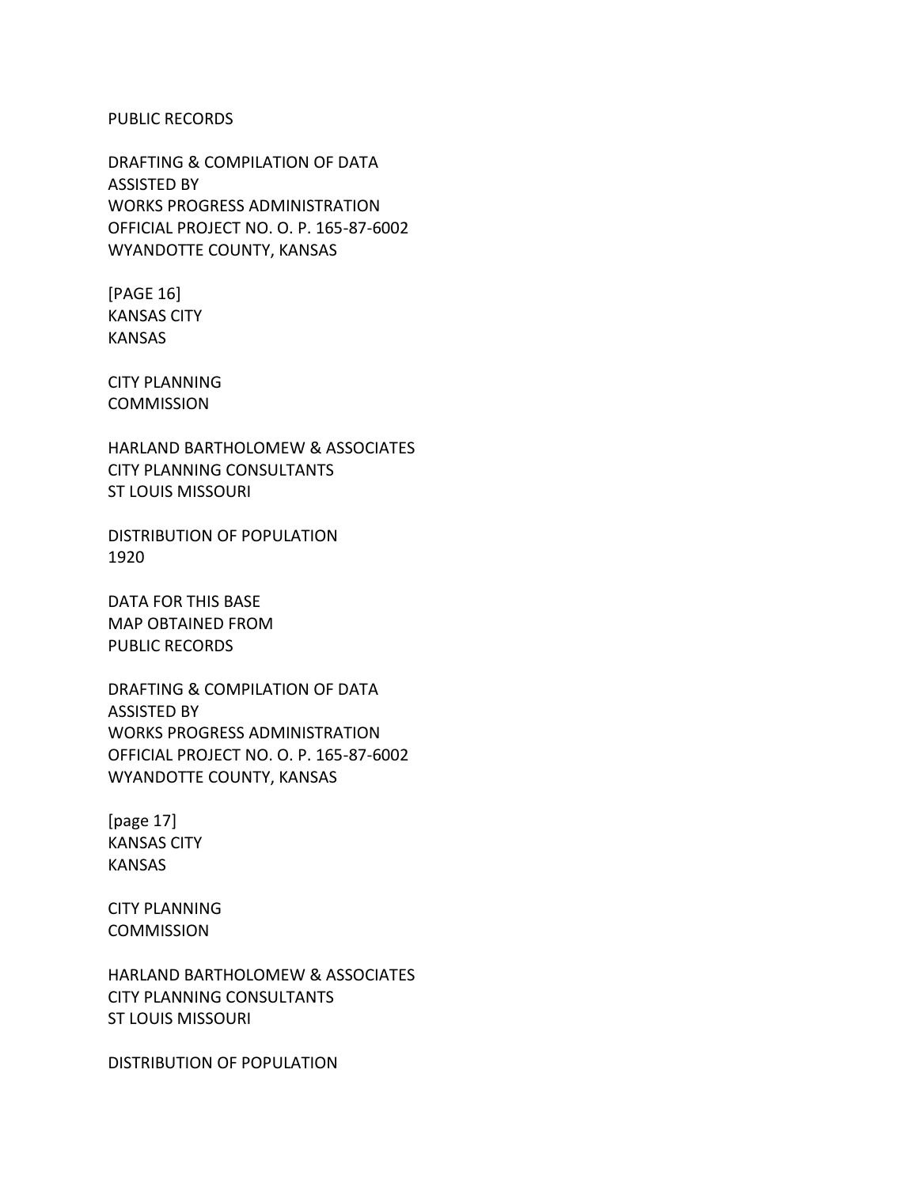PUBLIC RECORDS

DRAFTING & COMPILATION OF DATA
ASSISTED BY
WORKS PROGRESS ADMINISTRATION
OFFICIAL PROJECT NO. O. P. 165-87-6002
WYANDOTTE COUNTY, KANSAS

[PAGE 16]
KANSAS CITY
KANSAS

CITY PLANNING
COMMISSION

HARLAND BARTHOLOMEW & ASSOCIATES
CITY PLANNING CONSULTANTS
ST LOUIS MISSOURI

DISTRIBUTION OF POPULATION
1920

DATA FOR THIS BASE
MAP OBTAINED FROM
PUBLIC RECORDS

DRAFTING & COMPILATION OF DATA
ASSISTED BY
WORKS PROGRESS ADMINISTRATION
OFFICIAL PROJECT NO. O. P. 165-87-6002
WYANDOTTE COUNTY, KANSAS

[page 17]
KANSAS CITY
KANSAS

CITY PLANNING
COMMISSION

HARLAND BARTHOLOMEW & ASSOCIATES
CITY PLANNING CONSULTANTS
ST LOUIS MISSOURI

DISTRIBUTION OF POPULATION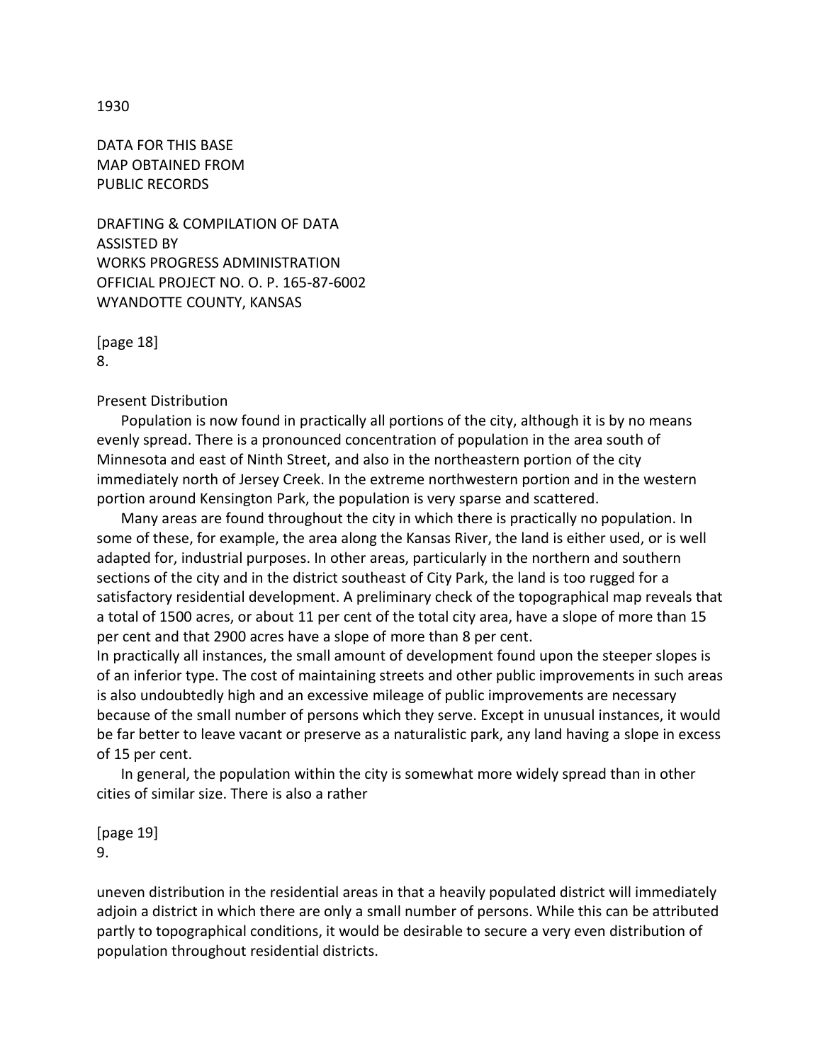1930

DATA FOR THIS BASE
MAP OBTAINED FROM
PUBLIC RECORDS

DRAFTING & COMPILATION OF DATA
ASSISTED BY
WORKS PROGRESS ADMINISTRATION
OFFICIAL PROJECT NO. O. P. 165-87-6002
WYANDOTTE COUNTY, KANSAS

[page 18]

## Present Distribution

Population is now found in practically all portions of the city, although it is by no means evenly spread. There is a pronounced concentration of population in the area south of Minnesota and east of Ninth Street, and also in the northeastern portion of the city immediately north of Jersey Creek. In the extreme northwestern portion and in the western portion around Kensington Park, the population is very sparse and scattered.

Many areas are found throughout the city in which there is practically no population. In some of these, for example, the area along the Kansas River, the land is either used, or is well adapted for, industrial purposes. In other areas, particularly in the northern and southern sections of the city and in the district southeast of City Park, the land is too rugged for a satisfactory residential development. A preliminary check of the topographical map reveals that a total of 1500 acres, or about 11 per cent of the total city area, have a slope of more than 15 per cent and that 2900 acres have a slope of more than 8 per cent.

In practically all instances, the small amount of development found upon the steeper slopes is of an inferior type. The cost of maintaining streets and other public improvements in such areas is also undoubtedly high and an excessive mileage of public improvements are necessary because of the small number of persons which they serve. Except in unusual instances, it would be far better to leave vacant or preserve as a naturalistic park, any land having a slope in excess of 15 per cent.

In general, the population within the city is somewhat more widely spread than in other cities of similar size. There is also a rather

[page 19]

uneven distribution in the residential areas in that a heavily populated district will immediately adjoin a district in which there are only a small number of persons. While this can be attributed partly to topographical conditions, it would be desirable to secure a very even distribution of population throughout residential districts.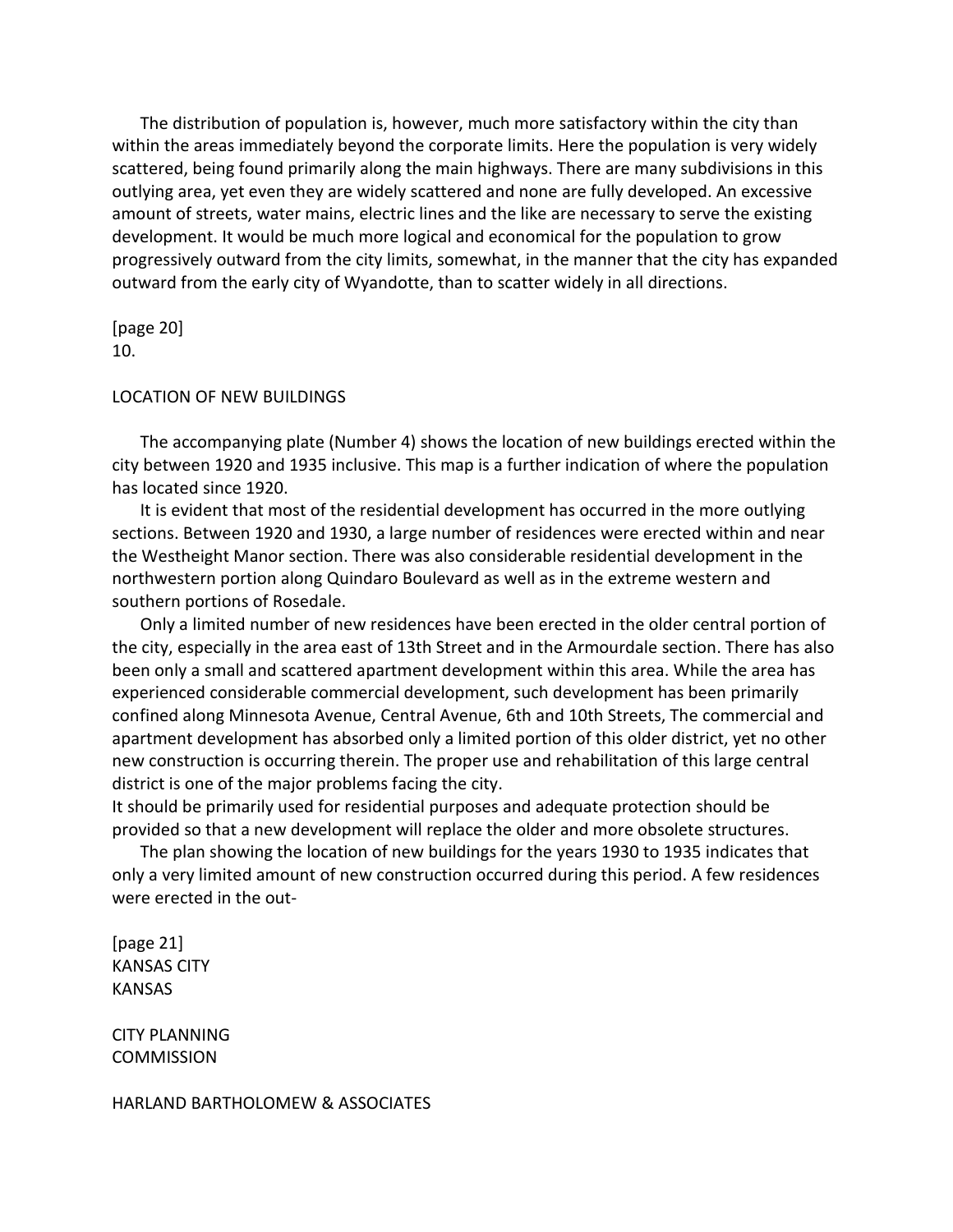The distribution of population is, however, much more satisfactory within the city than within the areas immediately beyond the corporate limits. Here the population is very widely scattered, being found primarily along the main highways. There are many subdivisions in this outlying area, yet even they are widely scattered and none are fully developed. An excessive amount of streets, water mains, electric lines and the like are necessary to serve the existing development. It would be much more logical and economical for the population to grow progressively outward from the city limits, somewhat, in the manner that the city has expanded outward from the early city of Wyandotte, than to scatter widely in all directions.

[page 20]
10.

## LOCATION OF NEW BUILDINGS

The accompanying plate (Number 4) shows the location of new buildings erected within the city between 1920 and 1935 inclusive. This map is a further indication of where the population has located since 1920.

It is evident that most of the residential development has occurred in the more outlying sections. Between 1920 and 1930, a large number of residences were erected within and near the Westheight Manor section. There was also considerable residential development in the northwestern portion along Quindaro Boulevard as well as in the extreme western and southern portions of Rosedale.

Only a limited number of new residences have been erected in the older central portion of the city, especially in the area east of 13th Street and in the Armourdale section. There has also been only a small and scattered apartment development within this area. While the area has experienced considerable commercial development, such development has been primarily confined along Minnesota Avenue, Central Avenue, 6th and 10th Streets, The commercial and apartment development has absorbed only a limited portion of this older district, yet no other new construction is occurring therein. The proper use and rehabilitation of this large central district is one of the major problems facing the city.
It should be primarily used for residential purposes and adequate protection should be provided so that a new development will replace the older and more obsolete structures.

The plan showing the location of new buildings for the years 1930 to 1935 indicates that only a very limited amount of new construction occurred during this period. A few residences were erected in the out-

[page 21]
KANSAS CITY
KANSAS

CITY PLANNING
COMMISSION

HARLAND BARTHOLOMEW & ASSOCIATES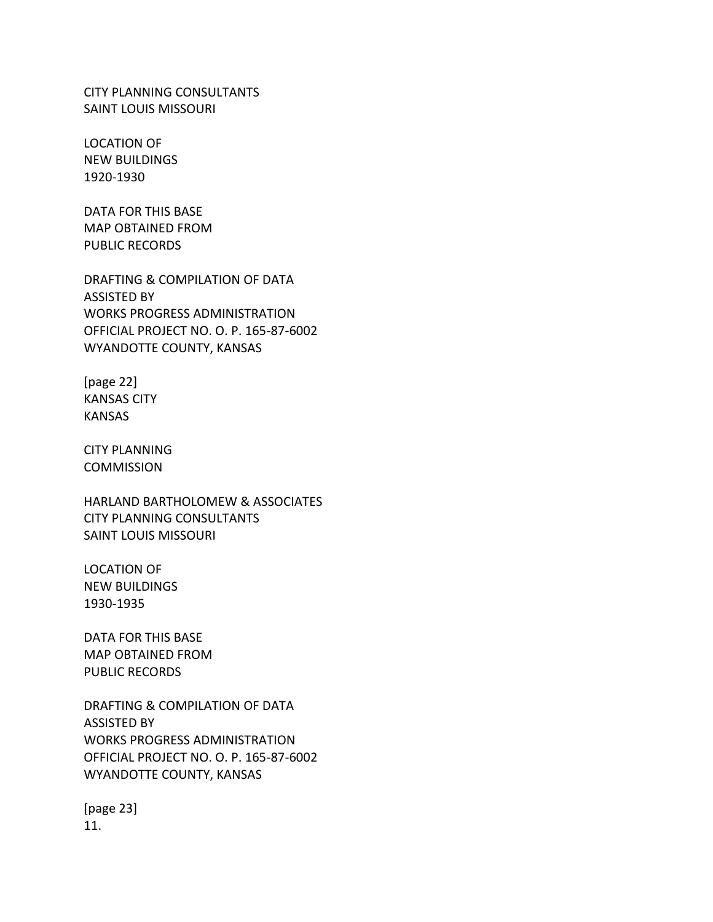CITY PLANNING CONSULTANTS
SAINT LOUIS MISSOURI

LOCATION OF
NEW BUILDINGS
1920-1930

DATA FOR THIS BASE
MAP OBTAINED FROM
PUBLIC RECORDS

DRAFTING & COMPILATION OF DATA
ASSISTED BY
WORKS PROGRESS ADMINISTRATION
OFFICIAL PROJECT NO. O. P. 165-87-6002
WYANDOTTE COUNTY, KANSAS

[page 22]
KANSAS CITY
KANSAS

CITY PLANNING
COMMISSION

HARLAND BARTHOLOMEW & ASSOCIATES
CITY PLANNING CONSULTANTS
SAINT LOUIS MISSOURI

LOCATION OF
NEW BUILDINGS
1930-1935

DATA FOR THIS BASE
MAP OBTAINED FROM
PUBLIC RECORDS

DRAFTING & COMPILATION OF DATA
ASSISTED BY
WORKS PROGRESS ADMINISTRATION
OFFICIAL PROJECT NO. O. P. 165-87-6002
WYANDOTTE COUNTY, KANSAS

[page 23]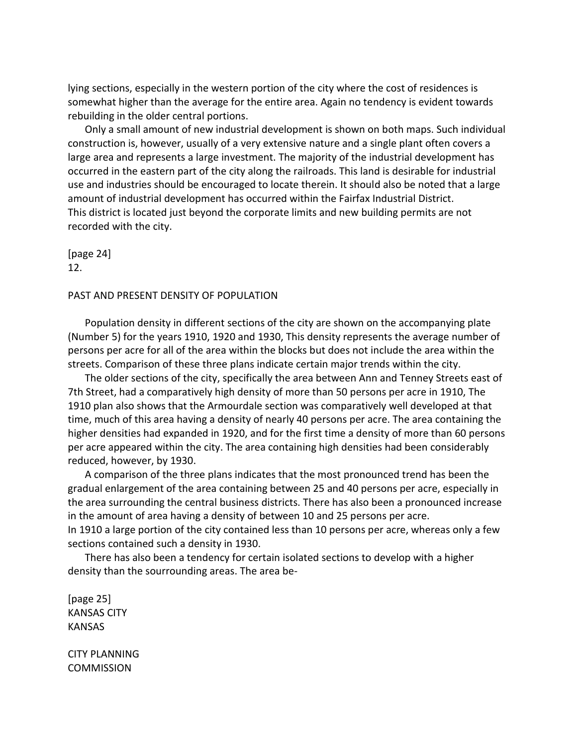lying sections, especially in the western portion of the city where the cost of residences is somewhat higher than the average for the entire area. Again no tendency is evident towards rebuilding in the older central portions.

Only a small amount of new industrial development is shown on both maps. Such individual construction is, however, usually of a very extensive nature and a single plant often covers a large area and represents a large investment. The majority of the industrial development has occurred in the eastern part of the city along the railroads. This land is desirable for industrial use and industries should be encouraged to locate therein. It should also be noted that a large amount of industrial development has occurred within the Fairfax Industrial District. This district is located just beyond the corporate limits and new building permits are not recorded with the city.

[page 24]
12.

## PAST AND PRESENT DENSITY OF POPULATION

Population density in different sections of the city are shown on the accompanying plate (Number 5) for the years 1910, 1920 and 1930, This density represents the average number of persons per acre for all of the area within the blocks but does not include the area within the streets. Comparison of these three plans indicate certain major trends within the city.

The older sections of the city, specifically the area between Ann and Tenney Streets east of 7th Street, had a comparatively high density of more than 50 persons per acre in 1910, The 1910 plan also shows that the Armourdale section was comparatively well developed at that time, much of this area having a density of nearly 40 persons per acre. The area containing the higher densities had expanded in 1920, and for the first time a density of more than 60 persons per acre appeared within the city. The area containing high densities had been considerably reduced, however, by 1930.

A comparison of the three plans indicates that the most pronounced trend has been the gradual enlargement of the area containing between 25 and 40 persons per acre, especially in the area surrounding the central business districts. There has also been a pronounced increase in the amount of area having a density of between 10 and 25 persons per acre.
In 1910 a large portion of the city contained less than 10 persons per acre, whereas only a few sections contained such a density in 1930.

There has also been a tendency for certain isolated sections to develop with a higher density than the sourrounding areas. The area be-

[page 25]
KANSAS CITY
KANSAS

CITY PLANNING
COMMISSION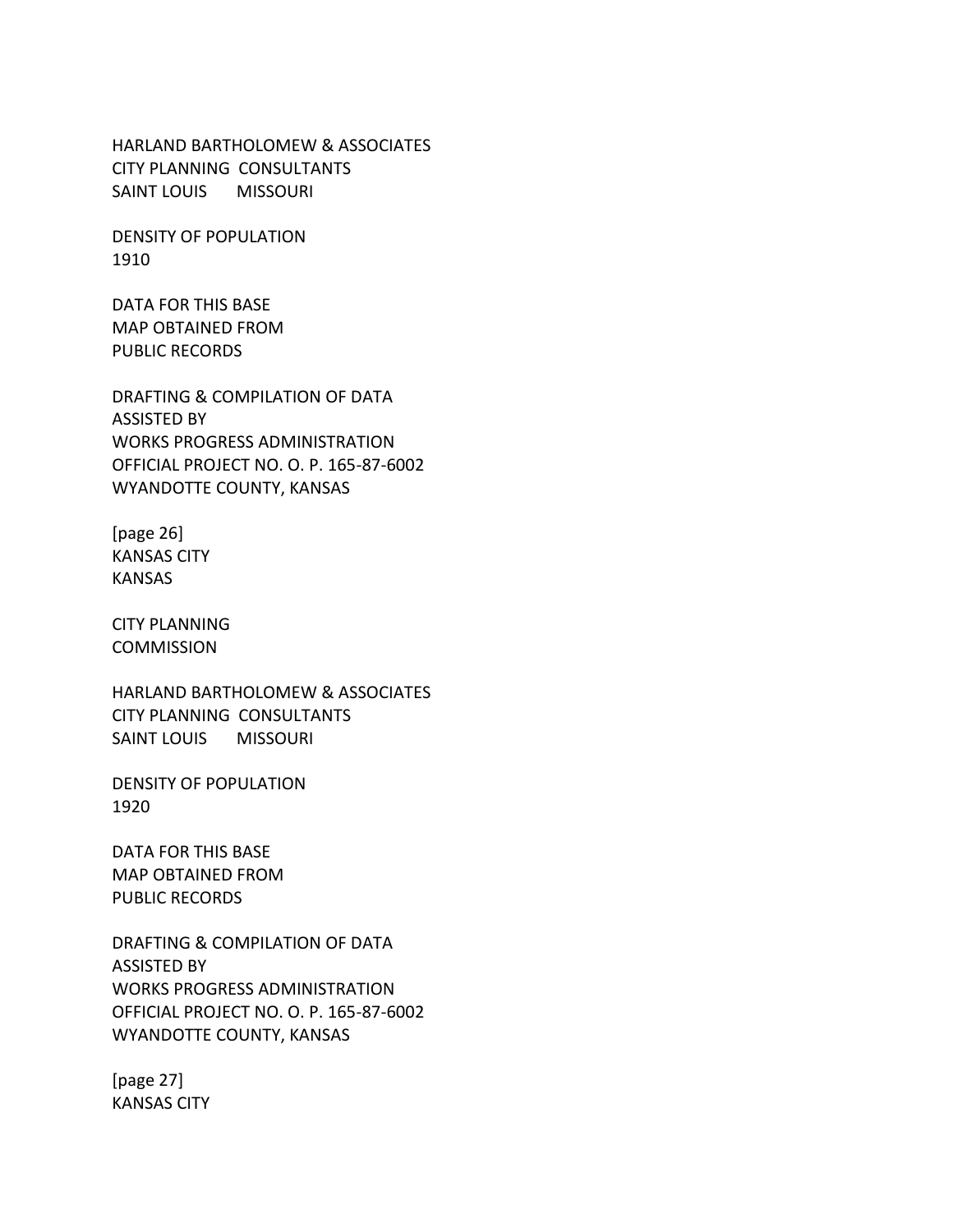HARLAND BARTHOLOMEW & ASSOCIATES
CITY PLANNING CONSULTANTS
SAINT LOUIS MISSOURI

DENSITY OF POPULATION
1910

DATA FOR THIS BASE
MAP OBTAINED FROM
PUBLIC RECORDS

DRAFTING & COMPILATION OF DATA
ASSISTED BY
WORKS PROGRESS ADMINISTRATION
OFFICIAL PROJECT NO. O. P. 165-87-6002
WYANDOTTE COUNTY, KANSAS

[page 26]
KANSAS CITY
KANSAS

CITY PLANNING
COMMISSION

HARLAND BARTHOLOMEW & ASSOCIATES
CITY PLANNING CONSULTANTS
SAINT LOUIS MISSOURI

DENSITY OF POPULATION
1920

DATA FOR THIS BASE
MAP OBTAINED FROM
PUBLIC RECORDS

DRAFTING & COMPILATION OF DATA
ASSISTED BY
WORKS PROGRESS ADMINISTRATION
OFFICIAL PROJECT NO. O. P. 165-87-6002
WYANDOTTE COUNTY, KANSAS

[page 27]
KANSAS CITY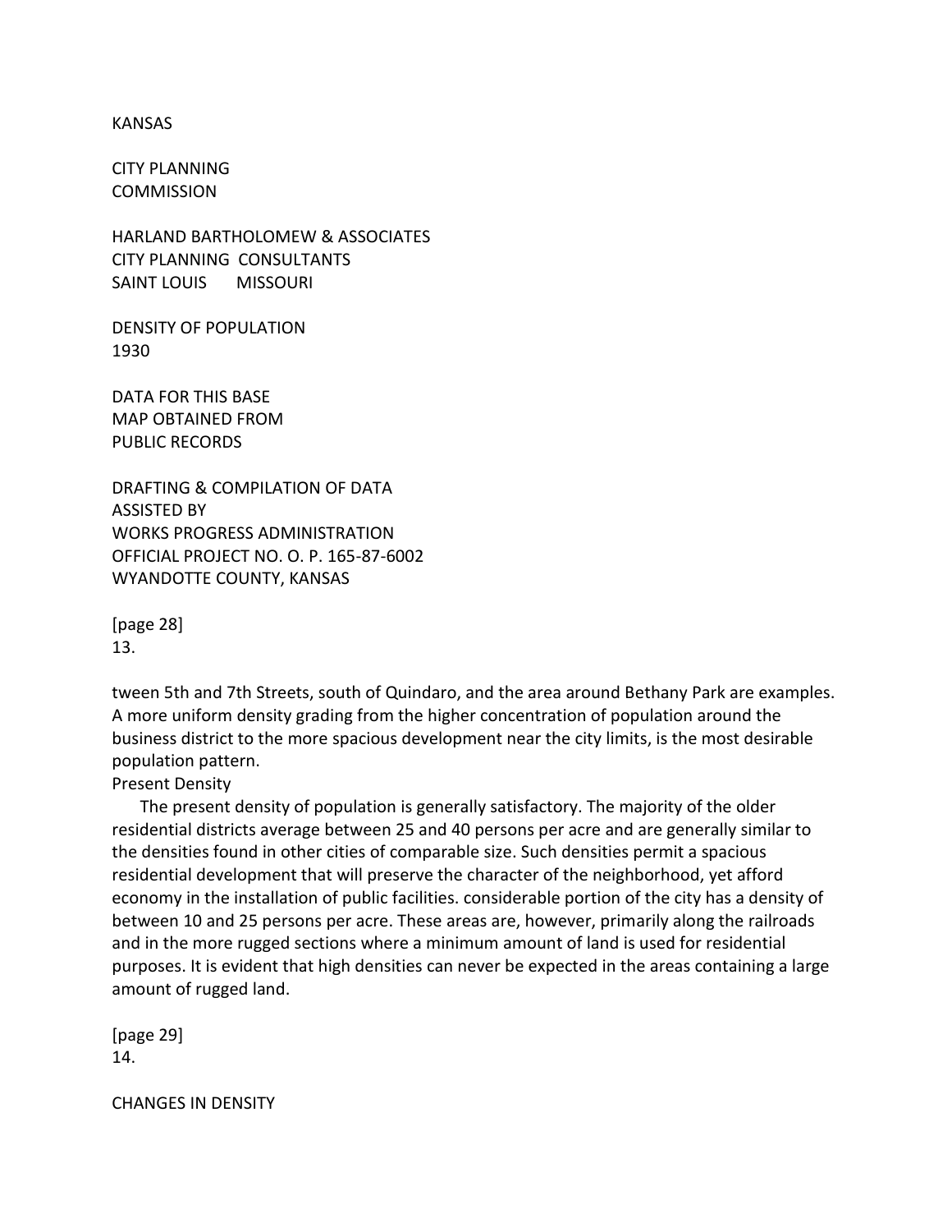KANSAS

CITY PLANNING
COMMISSION

HARLAND BARTHOLOMEW & ASSOCIATES
CITY PLANNING CONSULTANTS
SAINT LOUIS MISSOURI

DENSITY OF POPULATION
1930

DATA FOR THIS BASE
MAP OBTAINED FROM
PUBLIC RECORDS

DRAFTING & COMPILATION OF DATA
ASSISTED BY
WORKS PROGRESS ADMINISTRATION
OFFICIAL PROJECT NO. O. P. 165-87-6002
WYANDOTTE COUNTY, KANSAS

[page 28]
13.

tween 5th and 7th Streets, south of Quindaro, and the area around Bethany Park are examples. A more uniform density grading from the higher concentration of population around the business district to the more spacious development near the city limits, is the most desirable population pattern.

Present Density

The present density of population is generally satisfactory. The majority of the older residential districts average between 25 and 40 persons per acre and are generally similar to the densities found in other cities of comparable size. Such densities permit a spacious residential development that will preserve the character of the neighborhood, yet afford economy in the installation of public facilities. considerable portion of the city has a density of between 10 and 25 persons per acre. These areas are, however, primarily along the railroads and in the more rugged sections where a minimum amount of land is used for residential purposes. It is evident that high densities can never be expected in the areas containing a large amount of rugged land.

[page 29]
14.

CHANGES IN DENSITY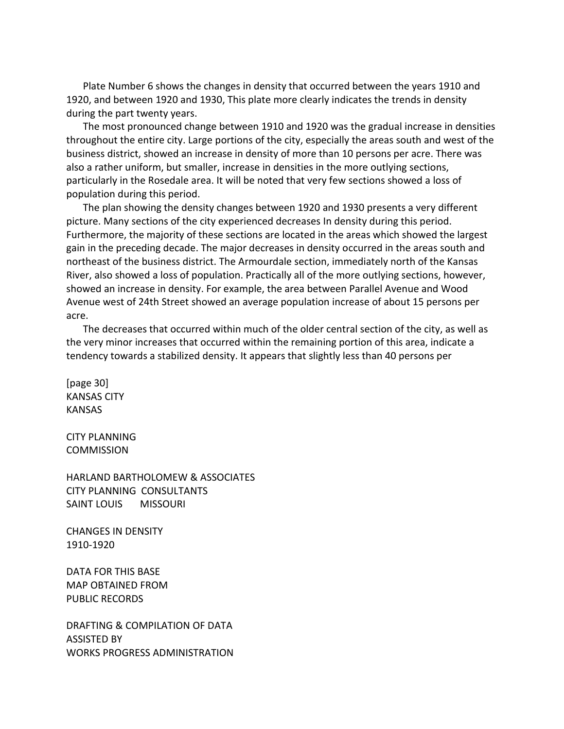Plate Number 6 shows the changes in density that occurred between the years 1910 and 1920, and between 1920 and 1930, This plate more clearly indicates the trends in density during the part twenty years.

The most pronounced change between 1910 and 1920 was the gradual increase in densities throughout the entire city. Large portions of the city, especially the areas south and west of the business district, showed an increase in density of more than 10 persons per acre. There was also a rather uniform, but smaller, increase in densities in the more outlying sections, particularly in the Rosedale area. It will be noted that very few sections showed a loss of population during this period.

The plan showing the density changes between 1920 and 1930 presents a very different picture. Many sections of the city experienced decreases In density during this period. Furthermore, the majority of these sections are located in the areas which showed the largest gain in the preceding decade. The major decreases in density occurred in the areas south and northeast of the business district. The Armourdale section, immediately north of the Kansas River, also showed a loss of population. Practically all of the more outlying sections, however, showed an increase in density. For example, the area between Parallel Avenue and Wood Avenue west of 24th Street showed an average population increase of about 15 persons per acre.

The decreases that occurred within much of the older central section of the city, as well as the very minor increases that occurred within the remaining portion of this area, indicate a tendency towards a stabilized density. It appears that slightly less than 40 persons per

[page 30]

KANSAS CITY
KANSAS

CITY PLANNING
COMMISSION

HARLAND BARTHOLOMEW & ASSOCIATES
CITY PLANNING CONSULTANTS
SAINT LOUIS MISSOURI

CHANGES IN DENSITY
1910-1920

DATA FOR THIS BASE
MAP OBTAINED FROM
PUBLIC RECORDS

DRAFTING & COMPILATION OF DATA
ASSISTED BY
WORKS PROGRESS ADMINISTRATION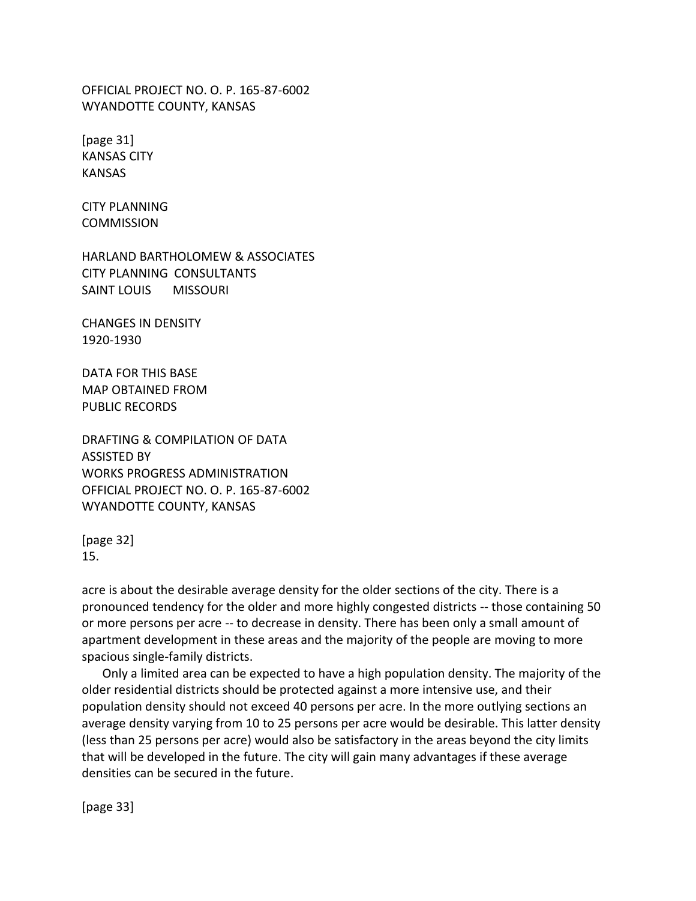OFFICIAL PROJECT NO. O. P. 165-87-6002
WYANDOTTE COUNTY, KANSAS

[page 31]
KANSAS CITY
KANSAS

CITY PLANNING
COMMISSION

HARLAND BARTHOLOMEW & ASSOCIATES
CITY PLANNING CONSULTANTS
SAINT LOUIS MISSOURI

CHANGES IN DENSITY
1920-1930

DATA FOR THIS BASE
MAP OBTAINED FROM
PUBLIC RECORDS

DRAFTING & COMPILATION OF DATA
ASSISTED BY
WORKS PROGRESS ADMINISTRATION
OFFICIAL PROJECT NO. O. P. 165-87-6002
WYANDOTTE COUNTY, KANSAS

[page 32]
15.

acre is about the desirable average density for the older sections of the city. There is a pronounced tendency for the older and more highly congested districts -- those containing 50 or more persons per acre -- to decrease in density. There has been only a small amount of apartment development in these areas and the majority of the people are moving to more spacious single-family districts.

Only a limited area can be expected to have a high population density. The majority of the older residential districts should be protected against a more intensive use, and their population density should not exceed 40 persons per acre. In the more outlying sections an average density varying from 10 to 25 persons per acre would be desirable. This latter density (less than 25 persons per acre) would also be satisfactory in the areas beyond the city limits that will be developed in the future. The city will gain many advantages if these average densities can be secured in the future.

[page 33]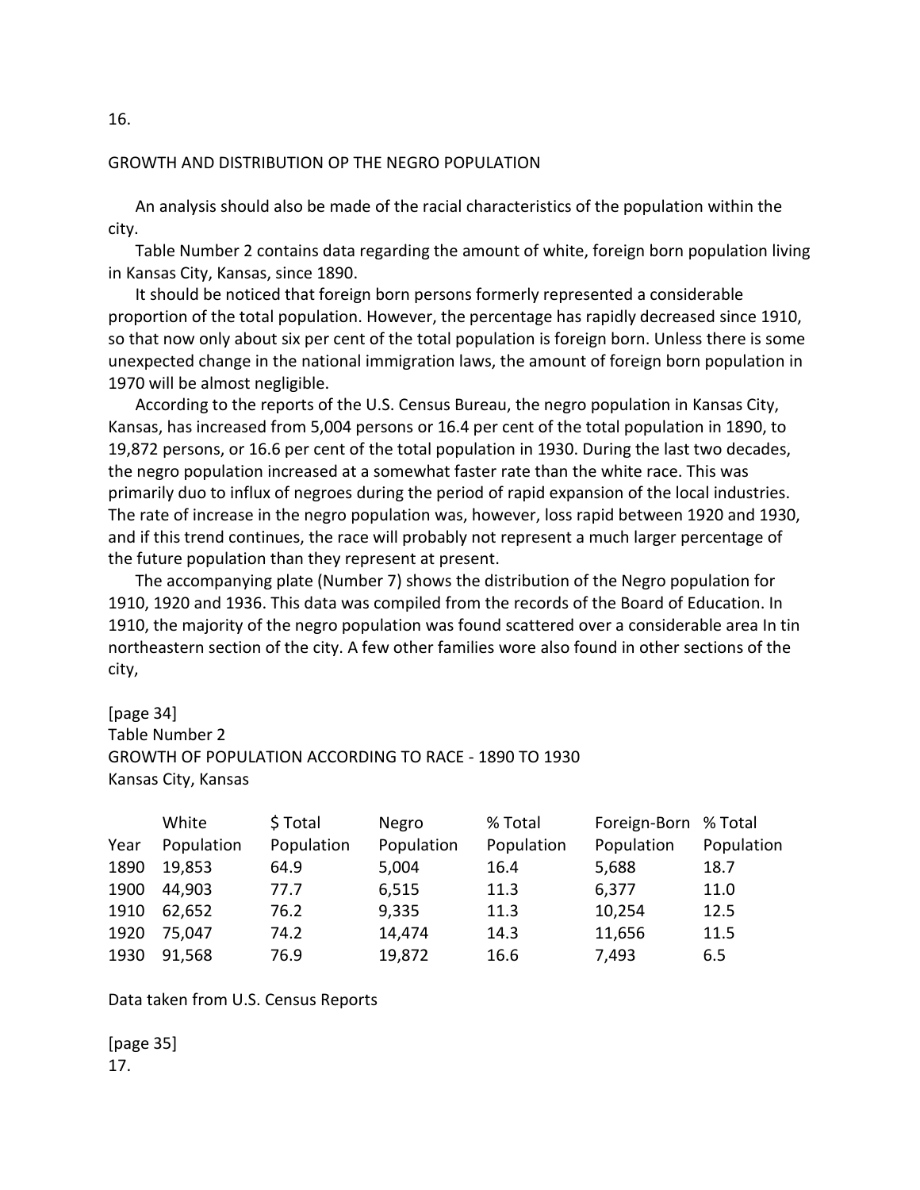## GROWTH AND DISTRIBUTION OP THE NEGRO POPULATION

An analysis should also be made of the racial characteristics of the population within the city.

Table Number 2 contains data regarding the amount of white, foreign born population living in Kansas City, Kansas, since 1890.

It should be noticed that foreign born persons formerly represented a considerable proportion of the total population. However, the percentage has rapidly decreased since 1910, so that now only about six per cent of the total population is foreign born. Unless there is some unexpected change in the national immigration laws, the amount of foreign born population in 1970 will be almost negligible.

According to the reports of the U.S. Census Bureau, the negro population in Kansas City, Kansas, has increased from 5,004 persons or 16.4 per cent of the total population in 1890, to 19,872 persons, or 16.6 per cent of the total population in 1930. During the last two decades, the negro population increased at a somewhat faster rate than the white race. This was primarily duo to influx of negroes during the period of rapid expansion of the local industries. The rate of increase in the negro population was, however, loss rapid between 1920 and 1930, and if this trend continues, the race will probably not represent a much larger percentage of the future population than they represent at present.

The accompanying plate (Number 7) shows the distribution of the Negro population for 1910, 1920 and 1936. This data was compiled from the records of the Board of Education. In 1910, the majority of the negro population was found scattered over a considerable area In tin northeastern section of the city. A few other families wore also found in other sections of the city,

[page 34]

Table Number 2
GROWTH OF POPULATION ACCORDING TO RACE - 1890 TO 1930
Kansas City, Kansas

| Year | White Population | $ Total Population | Negro Population | % Total Population | Foreign-Born Population | % Total Population |
|---|---|---|---|---|---|---|
| 1890 | 19,853 | 64.9 | 5,004 | 16.4 | 5,688 | 18.7 |
| 1900 | 44,903 | 77.7 | 6,515 | 11.3 | 6,377 | 11.0 |
| 1910 | 62,652 | 76.2 | 9,335 | 11.3 | 10,254 | 12.5 |
| 1920 | 75,047 | 74.2 | 14,474 | 14.3 | 11,656 | 11.5 |
| 1930 | 91,568 | 76.9 | 19,872 | 16.6 | 7,493 | 6.5 |

Data taken from U.S. Census Reports

[page 35]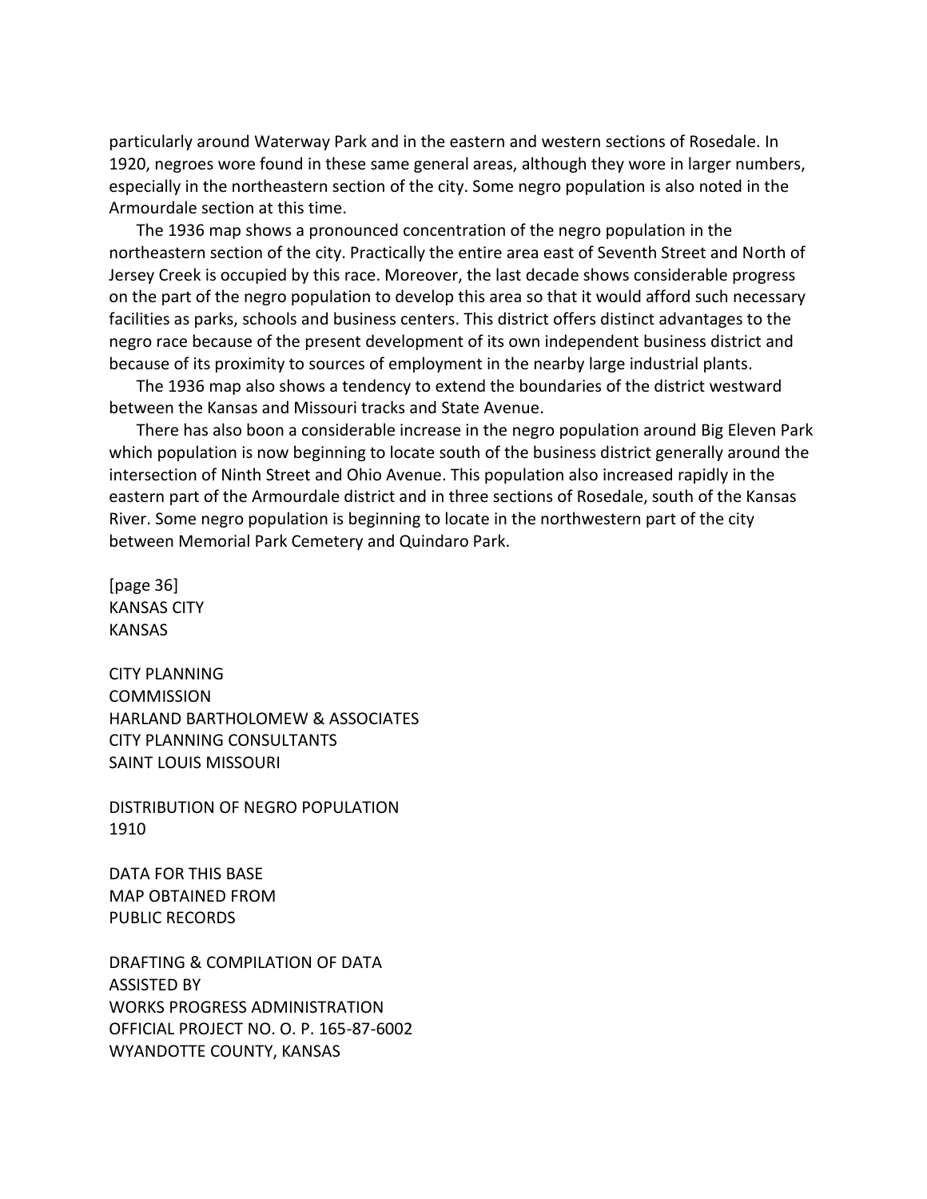particularly around Waterway Park and in the eastern and western sections of Rosedale. In 1920, negroes wore found in these same general areas, although they wore in larger numbers, especially in the northeastern section of the city. Some negro population is also noted in the Armourdale section at this time.

The 1936 map shows a pronounced concentration of the negro population in the northeastern section of the city. Practically the entire area east of Seventh Street and North of Jersey Creek is occupied by this race. Moreover, the last decade shows considerable progress on the part of the negro population to develop this area so that it would afford such necessary facilities as parks, schools and business centers. This district offers distinct advantages to the negro race because of the present development of its own independent business district and because of its proximity to sources of employment in the nearby large industrial plants.

The 1936 map also shows a tendency to extend the boundaries of the district westward between the Kansas and Missouri tracks and State Avenue.

There has also boon a considerable increase in the negro population around Big Eleven Park which population is now beginning to locate south of the business district generally around the intersection of Ninth Street and Ohio Avenue. This population also increased rapidly in the eastern part of the Armourdale district and in three sections of Rosedale, south of the Kansas River. Some negro population is beginning to locate in the northwestern part of the city between Memorial Park Cemetery and Quindaro Park.

[page 36]
KANSAS CITY
KANSAS

CITY PLANNING
COMMISSION
HARLAND BARTHOLOMEW & ASSOCIATES
CITY PLANNING CONSULTANTS
SAINT LOUIS MISSOURI

DISTRIBUTION OF NEGRO POPULATION
1910

DATA FOR THIS BASE
MAP OBTAINED FROM
PUBLIC RECORDS

DRAFTING & COMPILATION OF DATA
ASSISTED BY
WORKS PROGRESS ADMINISTRATION
OFFICIAL PROJECT NO. O. P. 165-87-6002
WYANDOTTE COUNTY, KANSAS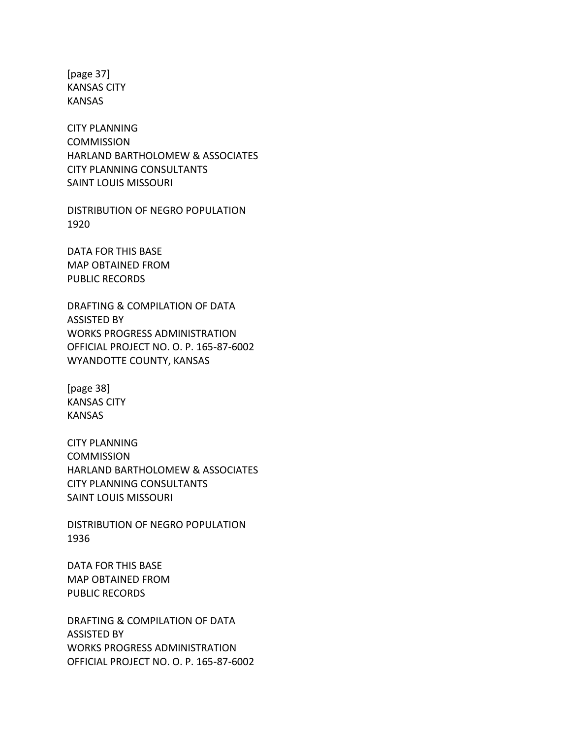[page 37]
KANSAS CITY
KANSAS

CITY PLANNING
COMMISSION
HARLAND BARTHOLOMEW & ASSOCIATES
CITY PLANNING CONSULTANTS
SAINT LOUIS MISSOURI

DISTRIBUTION OF NEGRO POPULATION
1920

DATA FOR THIS BASE
MAP OBTAINED FROM
PUBLIC RECORDS

DRAFTING & COMPILATION OF DATA
ASSISTED BY
WORKS PROGRESS ADMINISTRATION
OFFICIAL PROJECT NO. O. P. 165-87-6002
WYANDOTTE COUNTY, KANSAS

[page 38]
KANSAS CITY
KANSAS

CITY PLANNING
COMMISSION
HARLAND BARTHOLOMEW & ASSOCIATES
CITY PLANNING CONSULTANTS
SAINT LOUIS MISSOURI

DISTRIBUTION OF NEGRO POPULATION
1936

DATA FOR THIS BASE
MAP OBTAINED FROM
PUBLIC RECORDS

DRAFTING & COMPILATION OF DATA
ASSISTED BY
WORKS PROGRESS ADMINISTRATION
OFFICIAL PROJECT NO. O. P. 165-87-6002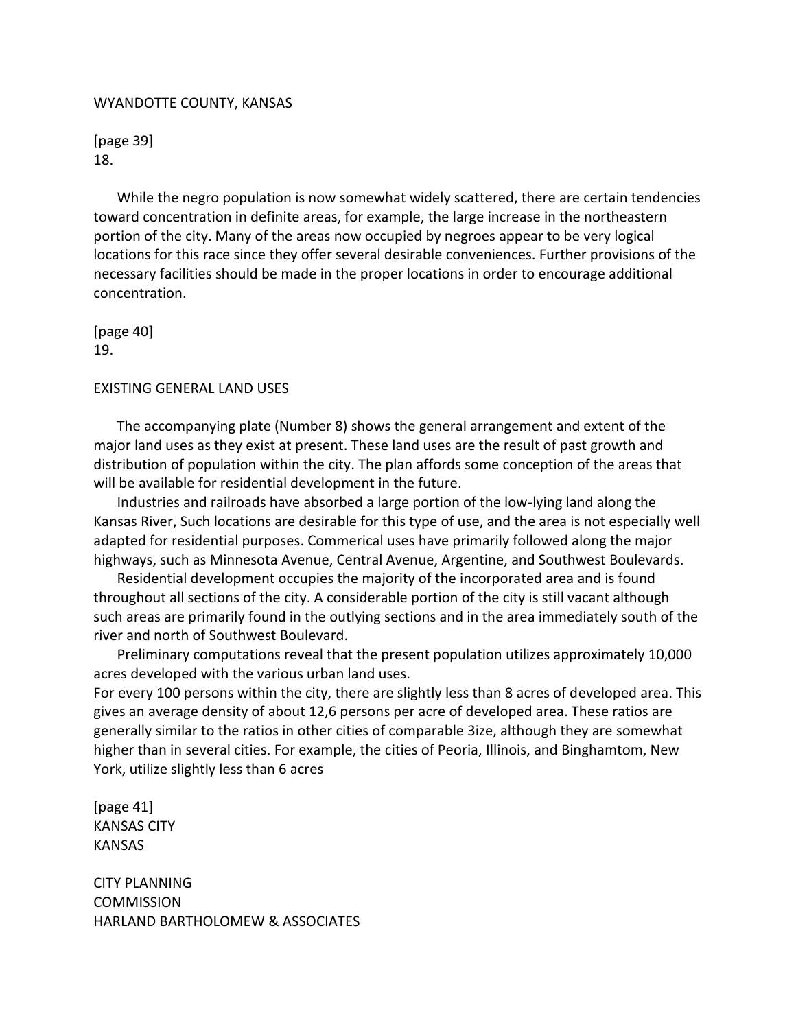WYANDOTTE COUNTY, KANSAS

[page 39]
18.

While the negro population is now somewhat widely scattered, there are certain tendencies toward concentration in definite areas, for example, the large increase in the northeastern portion of the city. Many of the areas now occupied by negroes appear to be very logical locations for this race since they offer several desirable conveniences. Further provisions of the necessary facilities should be made in the proper locations in order to encourage additional concentration.

[page 40]
19.

## EXISTING GENERAL LAND USES

The accompanying plate (Number 8) shows the general arrangement and extent of the major land uses as they exist at present. These land uses are the result of past growth and distribution of population within the city. The plan affords some conception of the areas that will be available for residential development in the future.

Industries and railroads have absorbed a large portion of the low-lying land along the Kansas River, Such locations are desirable for this type of use, and the area is not especially well adapted for residential purposes. Commerical uses have primarily followed along the major highways, such as Minnesota Avenue, Central Avenue, Argentine, and Southwest Boulevards.

Residential development occupies the majority of the incorporated area and is found throughout all sections of the city. A considerable portion of the city is still vacant although such areas are primarily found in the outlying sections and in the area immediately south of the river and north of Southwest Boulevard.

Preliminary computations reveal that the present population utilizes approximately 10,000 acres developed with the various urban land uses.
For every 100 persons within the city, there are slightly less than 8 acres of developed area. This gives an average density of about 12,6 persons per acre of developed area. These ratios are generally similar to the ratios in other cities of comparable 3ize, although they are somewhat higher than in several cities. For example, the cities of Peoria, Illinois, and Binghamtom, New York, utilize slightly less than 6 acres

[page 41]
KANSAS CITY
KANSAS

CITY PLANNING
COMMISSION
HARLAND BARTHOLOMEW & ASSOCIATES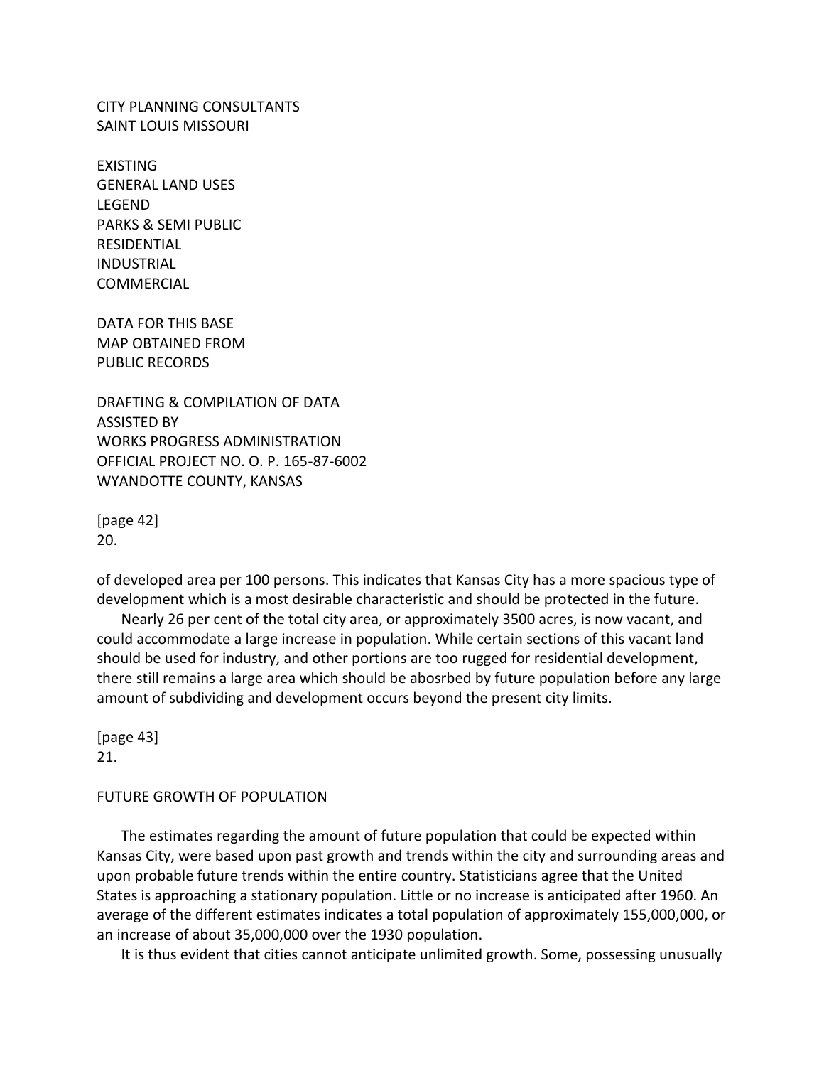CITY PLANNING CONSULTANTS
SAINT LOUIS MISSOURI

EXISTING
GENERAL LAND USES
LEGEND
PARKS & SEMI PUBLIC
RESIDENTIAL
INDUSTRIAL
COMMERCIAL

DATA FOR THIS BASE
MAP OBTAINED FROM
PUBLIC RECORDS

DRAFTING & COMPILATION OF DATA
ASSISTED BY
WORKS PROGRESS ADMINISTRATION
OFFICIAL PROJECT NO. O. P. 165-87-6002
WYANDOTTE COUNTY, KANSAS

[page 42]
20.

of developed area per 100 persons. This indicates that Kansas City has a more spacious type of development which is a most desirable characteristic and should be protected in the future.

Nearly 26 per cent of the total city area, or approximately 3500 acres, is now vacant, and could accommodate a large increase in population. While certain sections of this vacant land should be used for industry, and other portions are too rugged for residential development, there still remains a large area which should be abosrbed by future population before any large amount of subdividing and development occurs beyond the present city limits.

[page 43]
21.

## FUTURE GROWTH OF POPULATION

The estimates regarding the amount of future population that could be expected within Kansas City, were based upon past growth and trends within the city and surrounding areas and upon probable future trends within the entire country. Statisticians agree that the United States is approaching a stationary population. Little or no increase is anticipated after 1960. An average of the different estimates indicates a total population of approximately 155,000,000, or an increase of about 35,000,000 over the 1930 population.

It is thus evident that cities cannot anticipate unlimited growth. Some, possessing unusually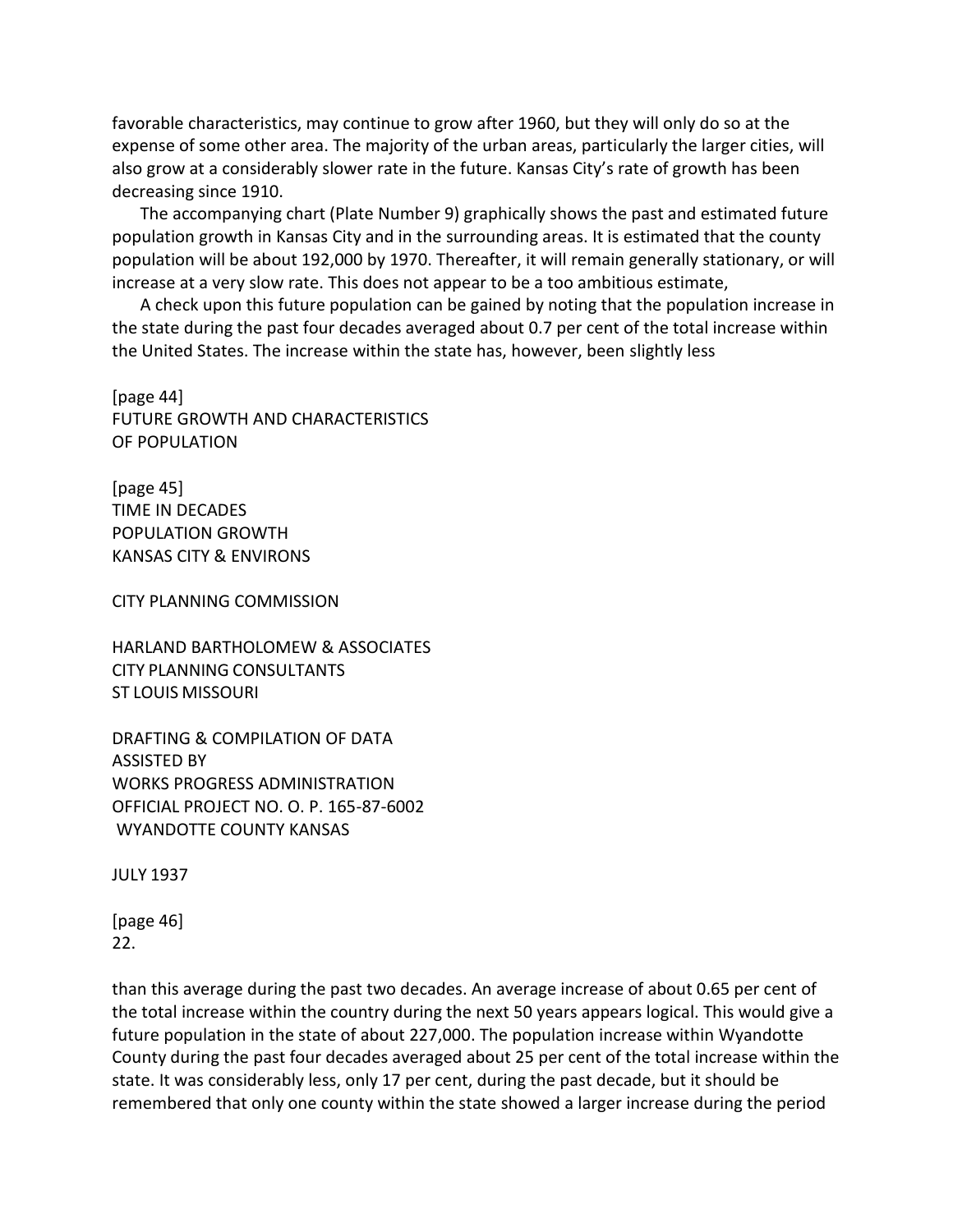favorable characteristics, may continue to grow after 1960, but they will only do so at the expense of some other area. The majority of the urban areas, particularly the larger cities, will also grow at a considerably slower rate in the future. Kansas City's rate of growth has been decreasing since 1910.

The accompanying chart (Plate Number 9) graphically shows the past and estimated future population growth in Kansas City and in the surrounding areas. It is estimated that the county population will be about 192,000 by 1970. Thereafter, it will remain generally stationary, or will increase at a very slow rate. This does not appear to be a too ambitious estimate,

A check upon this future population can be gained by noting that the population increase in the state during the past four decades averaged about 0.7 per cent of the total increase within the United States. The increase within the state has, however, been slightly less

[page 44]
FUTURE GROWTH AND CHARACTERISTICS
OF POPULATION

[page 45]
TIME IN DECADES
POPULATION GROWTH
KANSAS CITY & ENVIRONS

CITY PLANNING COMMISSION

HARLAND BARTHOLOMEW & ASSOCIATES
CITY PLANNING CONSULTANTS
ST LOUIS MISSOURI

DRAFTING & COMPILATION OF DATA
ASSISTED BY
WORKS PROGRESS ADMINISTRATION
OFFICIAL PROJECT NO. O. P. 165-87-6002
WYANDOTTE COUNTY KANSAS

JULY 1937

[page 46]

than this average during the past two decades. An average increase of about 0.65 per cent of the total increase within the country during the next 50 years appears logical. This would give a future population in the state of about 227,000. The population increase within Wyandotte County during the past four decades averaged about 25 per cent of the total increase within the state. It was considerably less, only 17 per cent, during the past decade, but it should be remembered that only one county within the state showed a larger increase during the period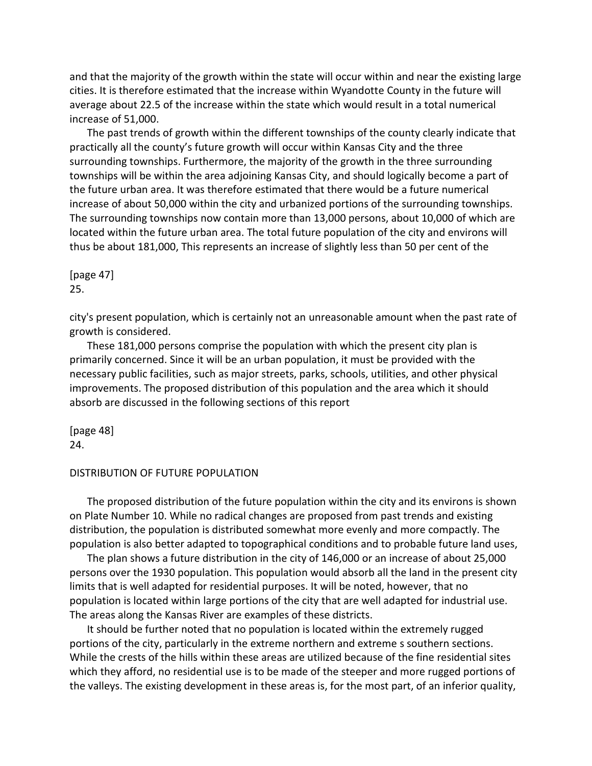and that the majority of the growth within the state will occur within and near the existing large cities. It is therefore estimated that the increase within Wyandotte County in the future will average about 22.5 of the increase within the state which would result in a total numerical increase of 51,000.

The past trends of growth within the different townships of the county clearly indicate that practically all the county's future growth will occur within Kansas City and the three surrounding townships. Furthermore, the majority of the growth in the three surrounding townships will be within the area adjoining Kansas City, and should logically become a part of the future urban area. It was therefore estimated that there would be a future numerical increase of about 50,000 within the city and urbanized portions of the surrounding townships. The surrounding townships now contain more than 13,000 persons, about 10,000 of which are located within the future urban area. The total future population of the city and environs will thus be about 181,000, This represents an increase of slightly less than 50 per cent of the

[page 47]
25.

city's present population, which is certainly not an unreasonable amount when the past rate of growth is considered.

These 181,000 persons comprise the population with which the present city plan is primarily concerned. Since it will be an urban population, it must be provided with the necessary public facilities, such as major streets, parks, schools, utilities, and other physical improvements. The proposed distribution of this population and the area which it should absorb are discussed in the following sections of this report

[page 48]
24.

## DISTRIBUTION OF FUTURE POPULATION

The proposed distribution of the future population within the city and its environs is shown on Plate Number 10. While no radical changes are proposed from past trends and existing distribution, the population is distributed somewhat more evenly and more compactly. The population is also better adapted to topographical conditions and to probable future land uses,

The plan shows a future distribution in the city of 146,000 or an increase of about 25,000 persons over the 1930 population. This population would absorb all the land in the present city limits that is well adapted for residential purposes. It will be noted, however, that no population is located within large portions of the city that are well adapted for industrial use. The areas along the Kansas River are examples of these districts.

It should be further noted that no population is located within the extremely rugged portions of the city, particularly in the extreme northern and extreme s southern sections. While the crests of the hills within these areas are utilized because of the fine residential sites which they afford, no residential use is to be made of the steeper and more rugged portions of the valleys. The existing development in these areas is, for the most part, of an inferior quality,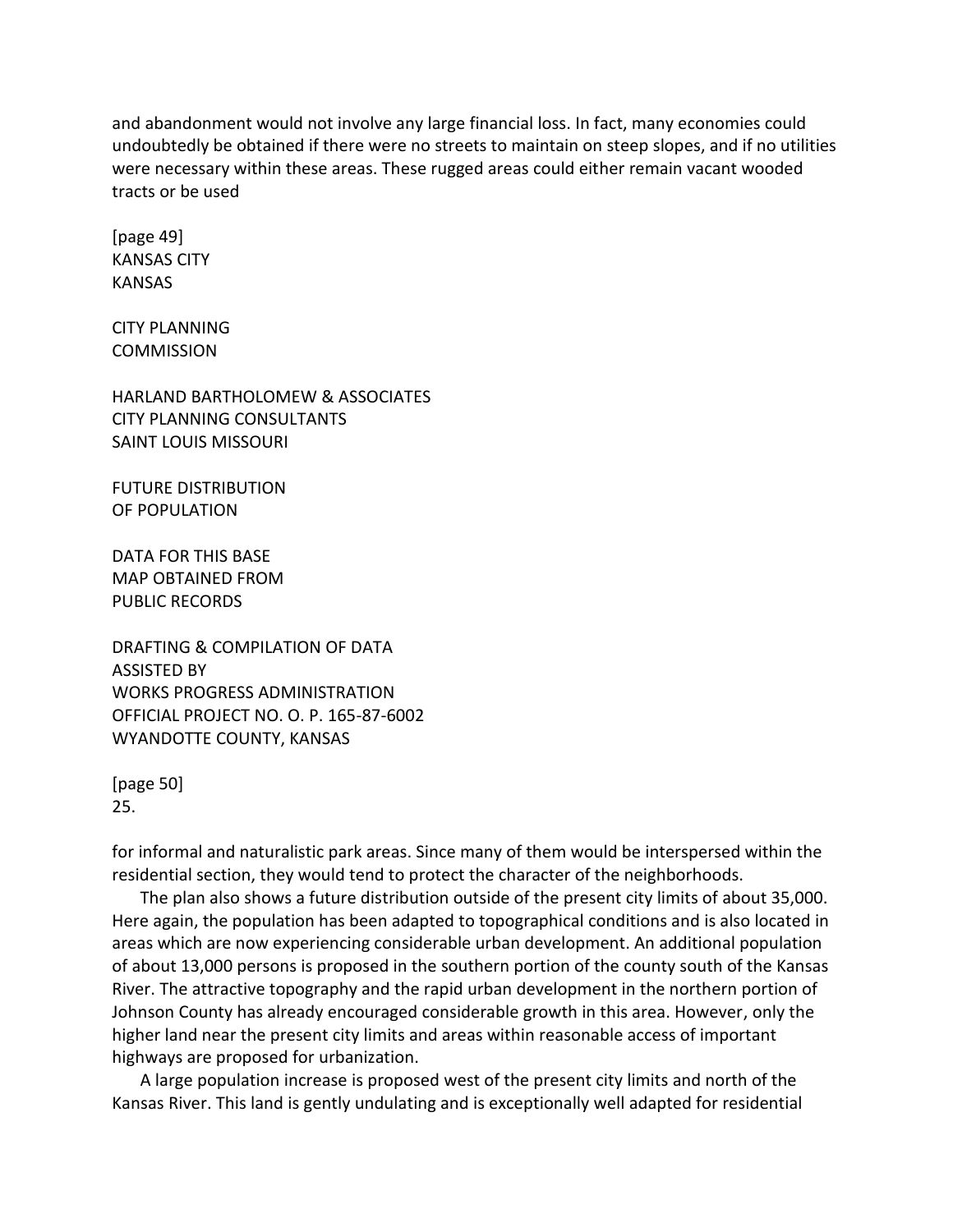and abandonment would not involve any large financial loss. In fact, many economies could undoubtedly be obtained if there were no streets to maintain on steep slopes, and if no utilities were necessary within these areas. These rugged areas could either remain vacant wooded tracts or be used

[page 49]
KANSAS CITY
KANSAS

CITY PLANNING
COMMISSION

HARLAND BARTHOLOMEW & ASSOCIATES
CITY PLANNING CONSULTANTS
SAINT LOUIS MISSOURI

FUTURE DISTRIBUTION
OF POPULATION

DATA FOR THIS BASE
MAP OBTAINED FROM
PUBLIC RECORDS

DRAFTING & COMPILATION OF DATA
ASSISTED BY
WORKS PROGRESS ADMINISTRATION
OFFICIAL PROJECT NO. O. P. 165-87-6002
WYANDOTTE COUNTY, KANSAS

[page 50]
25.

for informal and naturalistic park areas. Since many of them would be interspersed within the residential section, they would tend to protect the character of the neighborhoods.

The plan also shows a future distribution outside of the present city limits of about 35,000. Here again, the population has been adapted to topographical conditions and is also located in areas which are now experiencing considerable urban development. An additional population of about 13,000 persons is proposed in the southern portion of the county south of the Kansas River. The attractive topography and the rapid urban development in the northern portion of Johnson County has already encouraged considerable growth in this area. However, only the higher land near the present city limits and areas within reasonable access of important highways are proposed for urbanization.

A large population increase is proposed west of the present city limits and north of the Kansas River. This land is gently undulating and is exceptionally well adapted for residential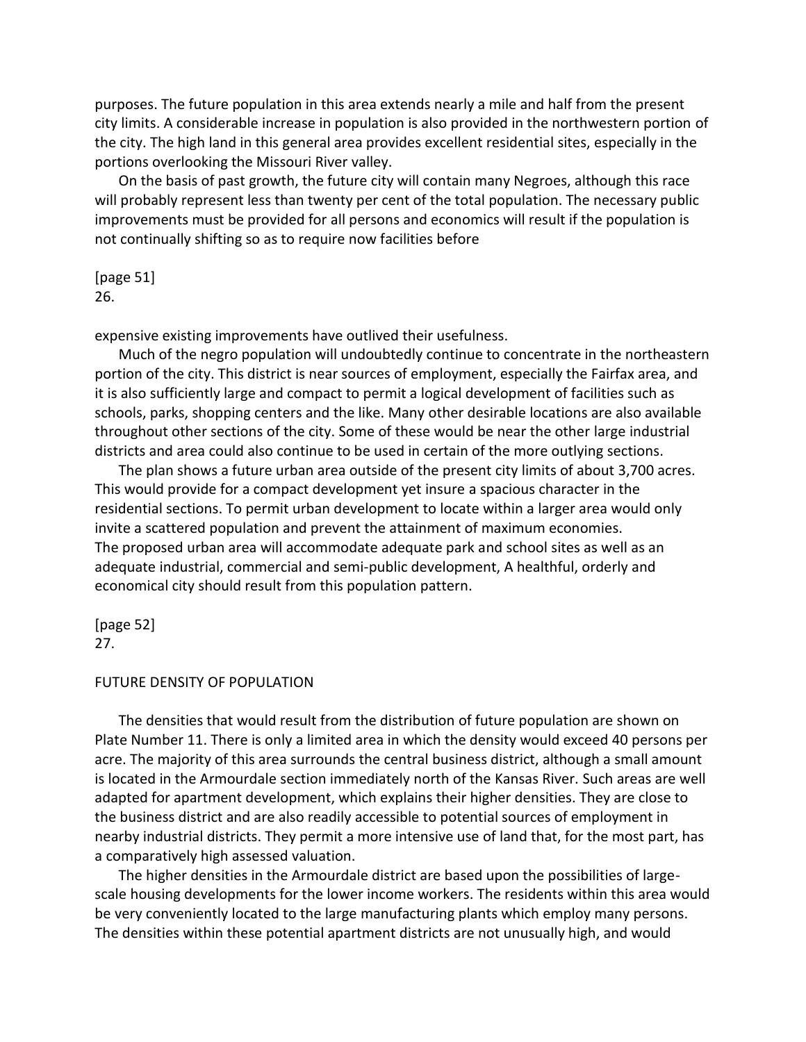purposes. The future population in this area extends nearly a mile and half from the present city limits. A considerable increase in population is also provided in the northwestern portion of the city. The high land in this general area provides excellent residential sites, especially in the portions overlooking the Missouri River valley.

On the basis of past growth, the future city will contain many Negroes, although this race will probably represent less than twenty per cent of the total population. The necessary public improvements must be provided for all persons and economics will result if the population is not continually shifting so as to require now facilities before

[page 51]
26.

expensive existing improvements have outlived their usefulness.

Much of the negro population will undoubtedly continue to concentrate in the northeastern portion of the city. This district is near sources of employment, especially the Fairfax area, and it is also sufficiently large and compact to permit a logical development of facilities such as schools, parks, shopping centers and the like. Many other desirable locations are also available throughout other sections of the city. Some of these would be near the other large industrial districts and area could also continue to be used in certain of the more outlying sections.

The plan shows a future urban area outside of the present city limits of about 3,700 acres. This would provide for a compact development yet insure a spacious character in the residential sections. To permit urban development to locate within a larger area would only invite a scattered population and prevent the attainment of maximum economies.
The proposed urban area will accommodate adequate park and school sites as well as an adequate industrial, commercial and semi-public development, A healthful, orderly and economical city should result from this population pattern.

[page 52]
27.

## FUTURE DENSITY OF POPULATION

The densities that would result from the distribution of future population are shown on Plate Number 11. There is only a limited area in which the density would exceed 40 persons per acre. The majority of this area surrounds the central business district, although a small amount is located in the Armourdale section immediately north of the Kansas River. Such areas are well adapted for apartment development, which explains their higher densities. They are close to the business district and are also readily accessible to potential sources of employment in nearby industrial districts. They permit a more intensive use of land that, for the most part, has a comparatively high assessed valuation.

The higher densities in the Armourdale district are based upon the possibilities of large-scale housing developments for the lower income workers. The residents within this area would be very conveniently located to the large manufacturing plants which employ many persons. The densities within these potential apartment districts are not unusually high, and would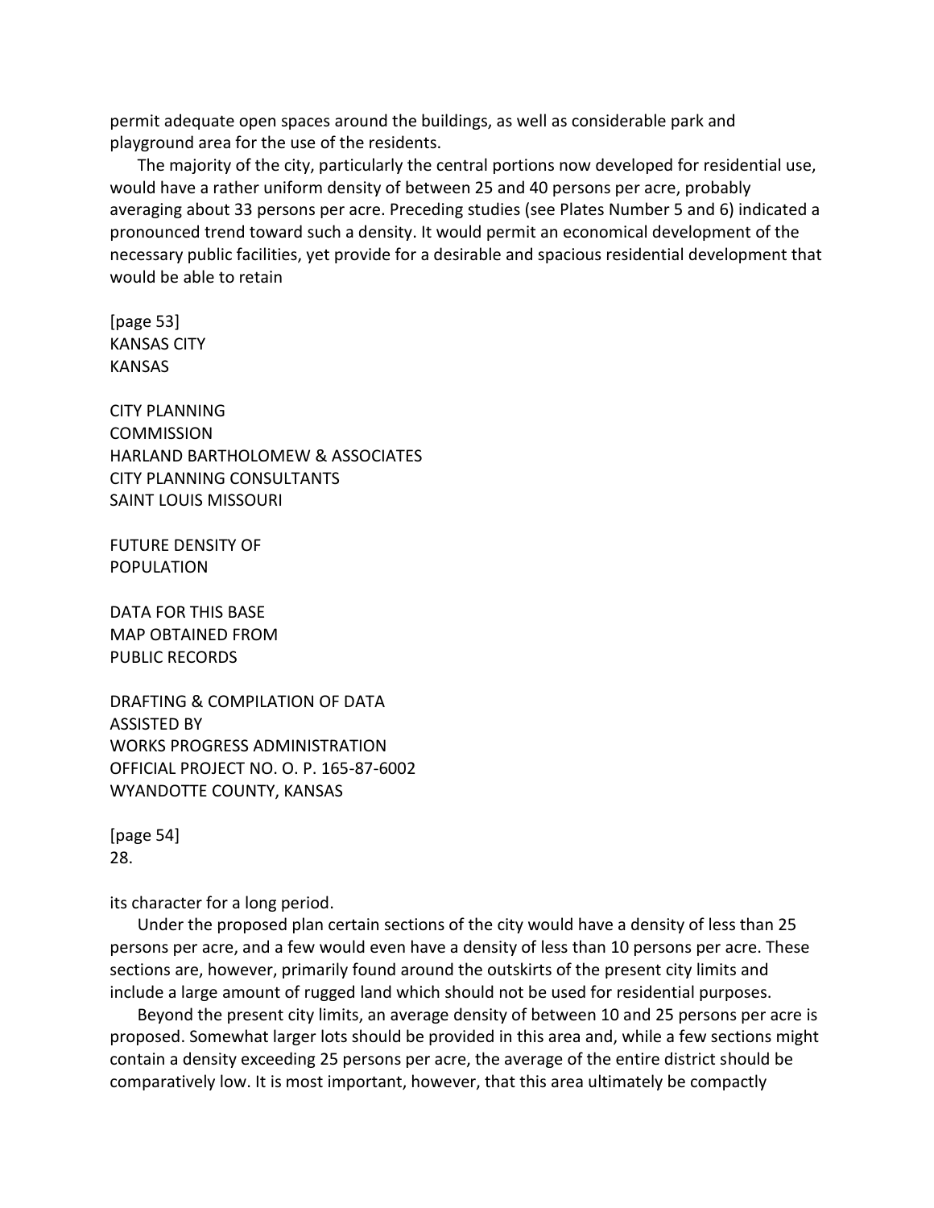permit adequate open spaces around the buildings, as well as considerable park and playground area for the use of the residents.

The majority of the city, particularly the central portions now developed for residential use, would have a rather uniform density of between 25 and 40 persons per acre, probably averaging about 33 persons per acre. Preceding studies (see Plates Number 5 and 6) indicated a pronounced trend toward such a density. It would permit an economical development of the necessary public facilities, yet provide for a desirable and spacious residential development that would be able to retain

[page 53]
KANSAS CITY
KANSAS

CITY PLANNING
COMMISSION
HARLAND BARTHOLOMEW & ASSOCIATES
CITY PLANNING CONSULTANTS
SAINT LOUIS MISSOURI

FUTURE DENSITY OF
POPULATION

DATA FOR THIS BASE
MAP OBTAINED FROM
PUBLIC RECORDS

DRAFTING & COMPILATION OF DATA
ASSISTED BY
WORKS PROGRESS ADMINISTRATION
OFFICIAL PROJECT NO. O. P. 165-87-6002
WYANDOTTE COUNTY, KANSAS

[page 54]
28.

its character for a long period.

Under the proposed plan certain sections of the city would have a density of less than 25 persons per acre, and a few would even have a density of less than 10 persons per acre. These sections are, however, primarily found around the outskirts of the present city limits and include a large amount of rugged land which should not be used for residential purposes.

Beyond the present city limits, an average density of between 10 and 25 persons per acre is proposed. Somewhat larger lots should be provided in this area and, while a few sections might contain a density exceeding 25 persons per acre, the average of the entire district should be comparatively low. It is most important, however, that this area ultimately be compactly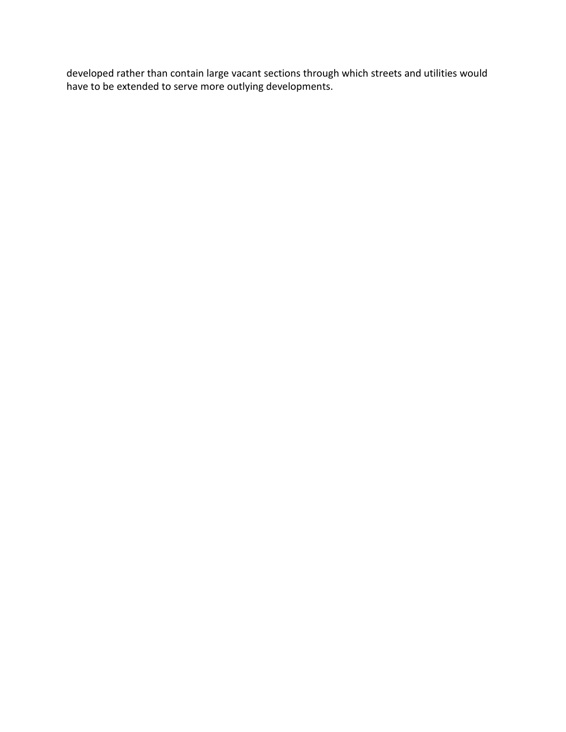developed rather than contain large vacant sections through which streets and utilities would have to be extended to serve more outlying developments.